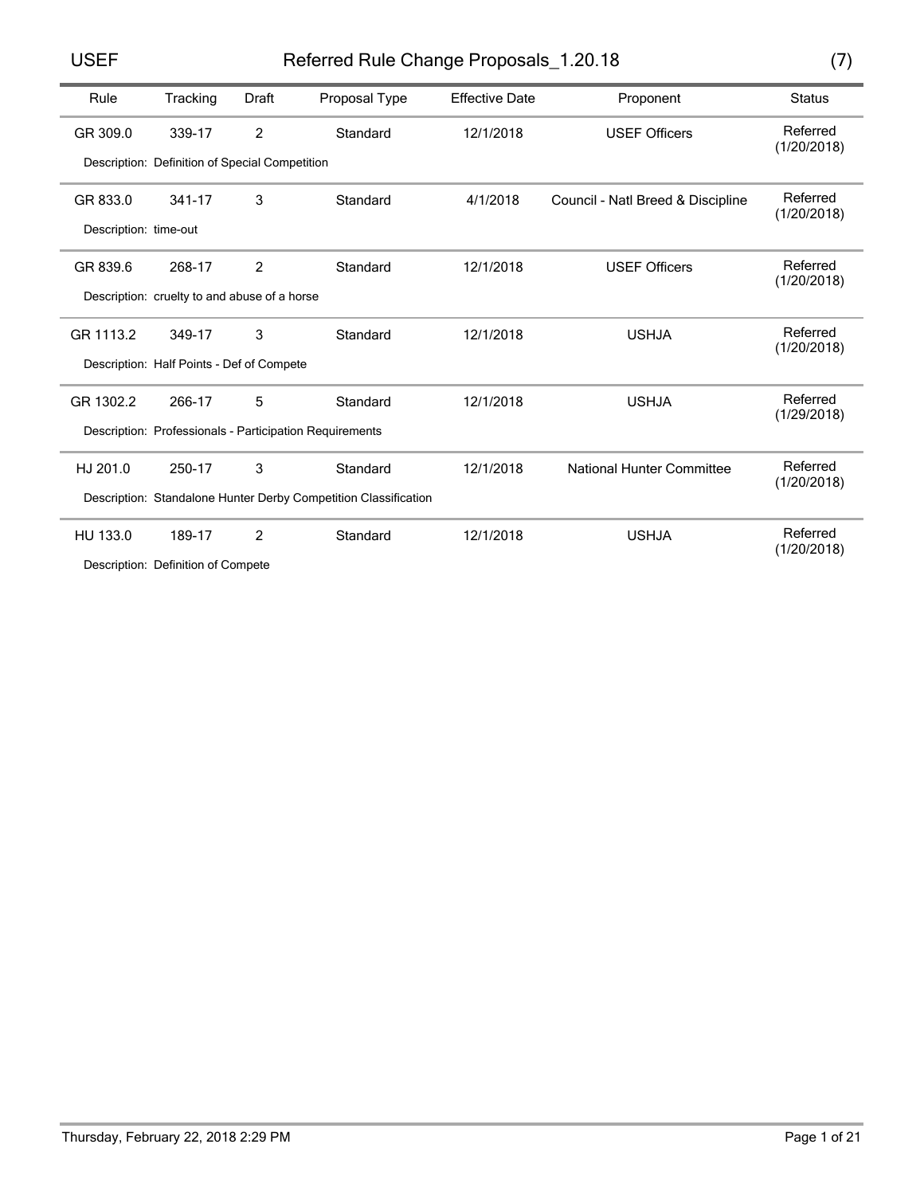# Referred Rule Change Proposals_1.20.18 (7)

| Rule | Tracking | Draft | Proposal Type | Effective Date | Proponent | Status |
|---|---|---|---|---|---|---|
| GR 309.0 | 339-17 | 2 | Standard | 12/1/2018 | USEF Officers | Referred (1/20/2018) |
| Description: Definition of Special Competition | | | | | | |
| GR 833.0 | 341-17 | 3 | Standard | 4/1/2018 | Council - Natl Breed & Discipline | Referred (1/20/2018) |
| Description: time-out | | | | | | |
| GR 839.6 | 268-17 | 2 | Standard | 12/1/2018 | USEF Officers | Referred (1/20/2018) |
| Description: cruelty to and abuse of a horse | | | | | | |
| GR 1113.2 | 349-17 | 3 | Standard | 12/1/2018 | USHJA | Referred (1/20/2018) |
| Description: Half Points - Def of Compete | | | | | | |
| GR 1302.2 | 266-17 | 5 | Standard | 12/1/2018 | USHJA | Referred (1/29/2018) |
| Description: Professionals - Participation Requirements | | | | | | |
| HJ 201.0 | 250-17 | 3 | Standard | 12/1/2018 | National Hunter Committee | Referred (1/20/2018) |
| Description: Standalone Hunter Derby Competition Classification | | | | | | |
| HU 133.0 | 189-17 | 2 | Standard | 12/1/2018 | USHJA | Referred (1/20/2018) |
| Description: Definition of Compete | | | | | | |

Thursday, February 22, 2018 2:29 PM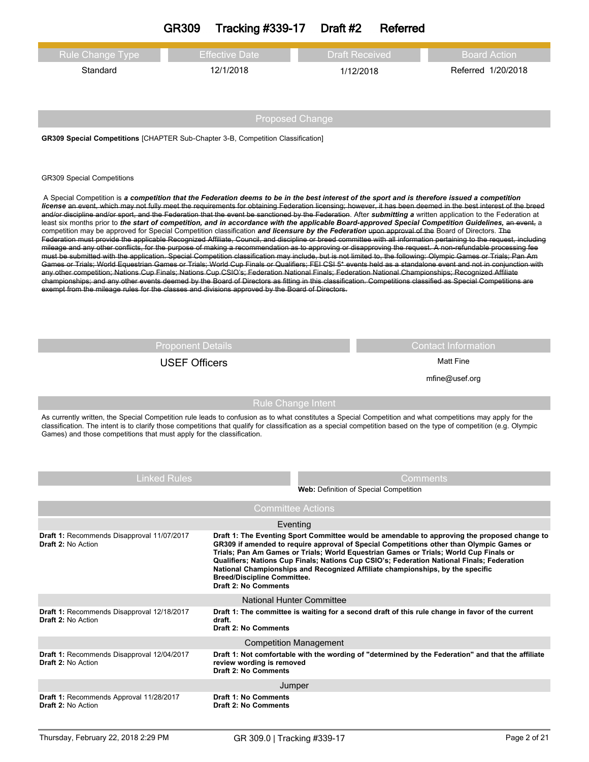# GR309 Tracking #339-17 Draft #2 Referred

| Rule Change Type | Effective Date | Draft Received | Board Action |
| --- | --- | --- | --- |
| Standard | 12/1/2018 | 1/12/2018 | Referred 1/20/2018 |

## Proposed Change

**GR309 Special Competitions** [CHAPTER Sub-Chapter 3-B, Competition Classification]

GR309 Special Competitions

A Special Competition is ***a competition that the Federation deems to be in the best interest of the sport and is therefore issued a competition license*** ~~an event, which may not fully meet the requirements for obtaining Federation licensing; however, it has been deemed in the best interest of the breed and/or discipline and/or sport, and the Federation that the event be sanctioned by the Federation~~. After ***submitting a*** written application to the Federation at least six months prior to ***the start of competition, and in accordance with the applicable Board-approved Special Competition Guidelines,*** ~~an event,~~ a competition may be approved for Special Competition classification ***and licensure by the Federation*** ~~upon approval of the~~ Board of Directors. ~~The Federation must provide the applicable Recognized Affiliate, Council, and discipline or breed committee with all information pertaining to the request, including mileage and any other conflicts, for the purpose of making a recommendation as to approving or disapproving the request. A non-refundable processing fee must be submitted with the application. Special Competition classification may include, but is not limited to, the following: Olympic Games or Trials; Pan Am Games or Trials; World Equestrian Games or Trials; World Cup Finals or Qualifiers; FEI CSI 5* events held as a standalone event and not in conjunction with any other competition; Nations Cup Finals; Nations Cup CSIO's; Federation National Finals; Federation National Championships; Recognized Affiliate championships; and any other events deemed by the Board of Directors as fitting in this classification. Competitions classified as Special Competitions are exempt from the mileage rules for the classes and divisions approved by the Board of Directors.~~

| Proponent Details | Contact Information |
| --- | --- |
| USEF Officers | Matt Fine<br>mfine@usef.org |

## Rule Change Intent

As currently written, the Special Competition rule leads to confusion as to what constitutes a Special Competition and what competitions may apply for the classification. The intent is to clarify those competitions that qualify for classification as a special competition based on the type of competition (e.g. Olympic Games) and those competitions that must apply for the classification.

| Linked Rules | Comments |
| --- | --- |
| | **Web:** Definition of Special Competition |

## Committee Actions

| Committee | Action | Comments |
| --- | --- | --- |
| Eventing | **Draft 1:** Recommends Disapproval 11/07/2017<br>**Draft 2:** No Action | **Draft 1: The Eventing Sport Committee would be amendable to approving the proposed change to GR309 if amended to require approval of Special Competitions other than Olympic Games or Trials; Pan Am Games or Trials; World Equestrian Games or Trials; World Cup Finals or Qualifiers; Nations Cup Finals; Nations Cup CSIO's; Federation National Finals; Federation National Championships and Recognized Affiliate championships, by the specific Breed/Discipline Committee.**<br>**Draft 2: No Comments** |
| National Hunter Committee | **Draft 1:** Recommends Disapproval 12/18/2017<br>**Draft 2:** No Action | **Draft 1: The committee is waiting for a second draft of this rule change in favor of the current draft.**<br>**Draft 2: No Comments** |
| Competition Management | **Draft 1:** Recommends Disapproval 12/04/2017<br>**Draft 2:** No Action | **Draft 1: Not comfortable with the wording of "determined by the Federation" and that the affiliate review wording is removed**<br>**Draft 2: No Comments** |
| Jumper | **Draft 1:** Recommends Approval 11/28/2017<br>**Draft 2:** No Action | **Draft 1: No Comments**<br>**Draft 2: No Comments** |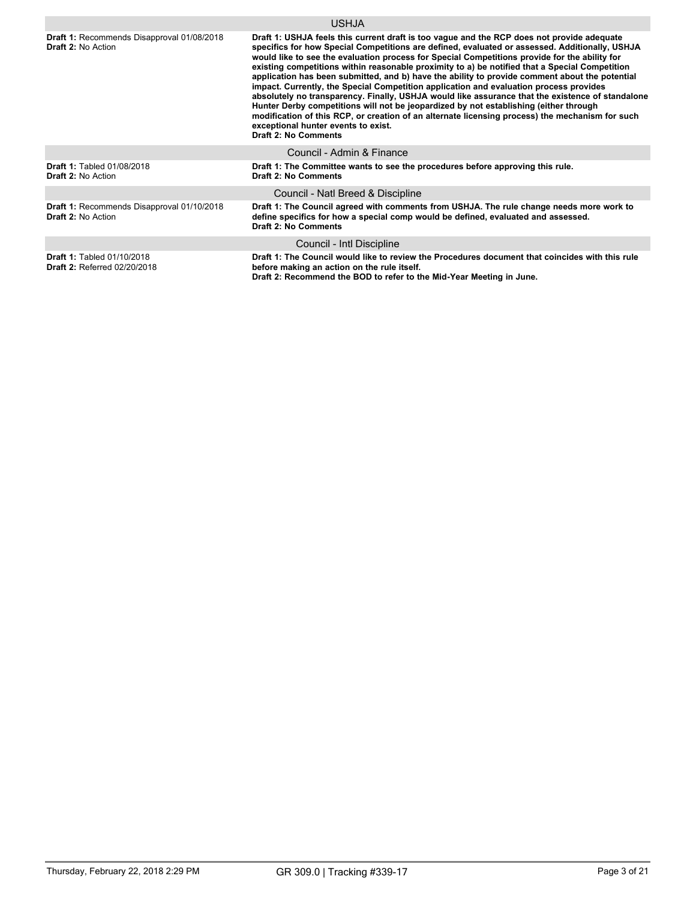### USHJA

**Draft 1:** Recommends Disapproval 01/08/2018
**Draft 2:** No Action

**Draft 1: USHJA feels this current draft is too vague and the RCP does not provide adequate specifics for how Special Competitions are defined, evaluated or assessed. Additionally, USHJA would like to see the evaluation process for Special Competitions provide for the ability for existing competitions within reasonable proximity to a) be notified that a Special Competition application has been submitted, and b) have the ability to provide comment about the potential impact. Currently, the Special Competition application and evaluation process provides absolutely no transparency. Finally, USHJA would like assurance that the existence of standalone Hunter Derby competitions will not be jeopardized by not establishing (either through modification of this RCP, or creation of an alternate licensing process) the mechanism for such exceptional hunter events to exist.**
**Draft 2: No Comments**

### Council - Admin & Finance

**Draft 1:** Tabled 01/08/2018
**Draft 2:** No Action

**Draft 1: The Committee wants to see the procedures before approving this rule.**
**Draft 2: No Comments**

### Council - Natl Breed & Discipline

**Draft 1:** Recommends Disapproval 01/10/2018
**Draft 2:** No Action

**Draft 1: The Council agreed with comments from USHJA. The rule change needs more work to define specifics for how a special comp would be defined, evaluated and assessed.**
**Draft 2: No Comments**

### Council - Intl Discipline

**Draft 1:** Tabled 01/10/2018
**Draft 2:** Referred 02/20/2018

**Draft 1: The Council would like to review the Procedures document that coincides with this rule before making an action on the rule itself.**
**Draft 2: Recommend the BOD to refer to the Mid-Year Meeting in June.**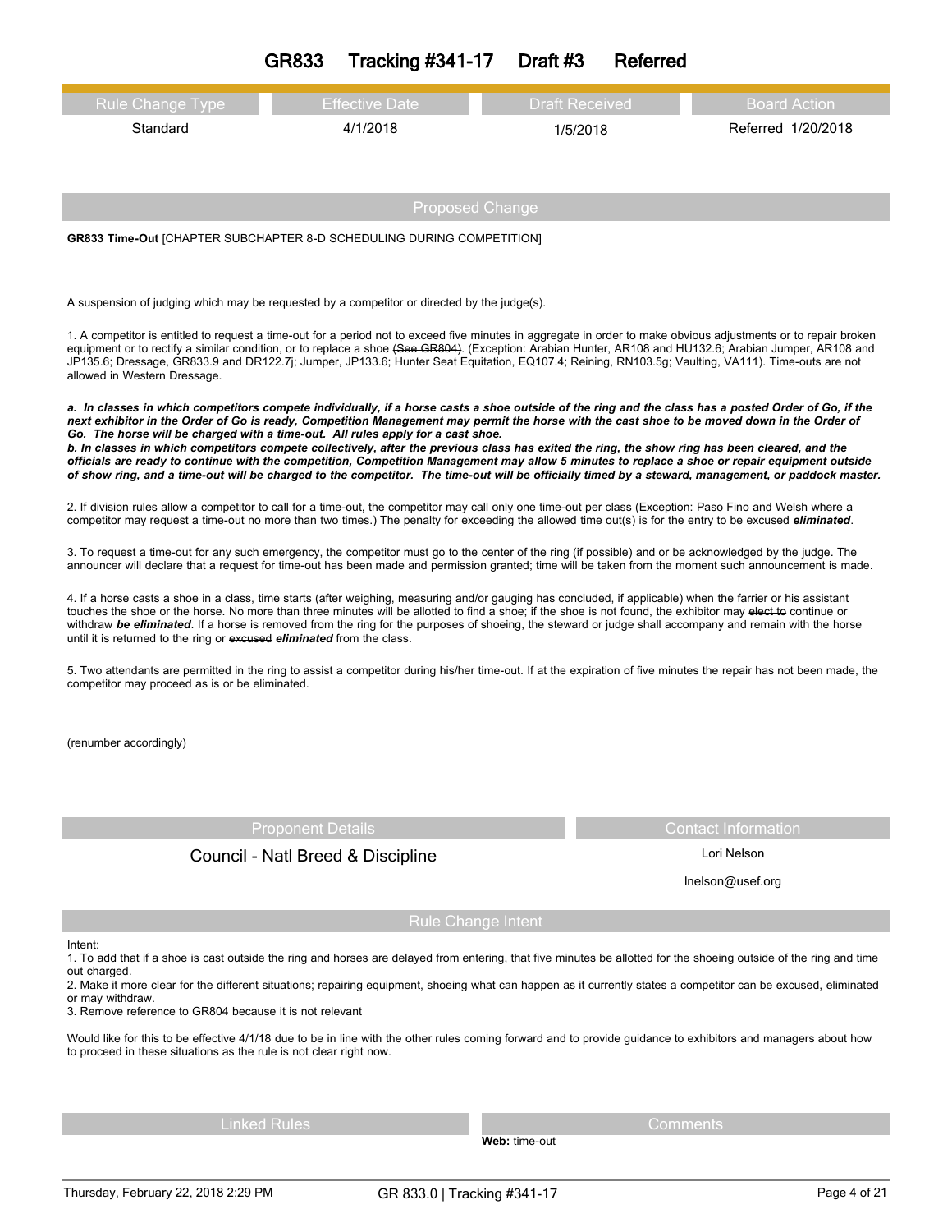# GR833 Tracking #341-17 Draft #3 Referred

| Rule Change Type | Effective Date | Draft Received | Board Action |
|---|---|---|---|
| Standard | 4/1/2018 | 1/5/2018 | Referred 1/20/2018 |

## Proposed Change

**GR833 Time-Out** [CHAPTER SUBCHAPTER 8-D SCHEDULING DURING COMPETITION]

A suspension of judging which may be requested by a competitor or directed by the judge(s).

1. A competitor is entitled to request a time-out for a period not to exceed five minutes in aggregate in order to make obvious adjustments or to repair broken equipment or to rectify a similar condition, or to replace a shoe ~~(See GR804)~~. (Exception: Arabian Hunter, AR108 and HU132.6; Arabian Jumper, AR108 and JP135.6; Dressage, GR833.9 and DR122.7j; Jumper, JP133.6; Hunter Seat Equitation, EQ107.4; Reining, RN103.5g; Vaulting, VA111). Time-outs are not allowed in Western Dressage.

***a. In classes in which competitors compete individually, if a horse casts a shoe outside of the ring and the class has a posted Order of Go, if the next exhibitor in the Order of Go is ready, Competition Management may permit the horse with the cast shoe to be moved down in the Order of Go. The horse will be charged with a time-out. All rules apply for a cast shoe.***
***b. In classes in which competitors compete collectively, after the previous class has exited the ring, the show ring has been cleared, and the officials are ready to continue with the competition, Competition Management may allow 5 minutes to replace a shoe or repair equipment outside of show ring, and a time-out will be charged to the competitor. The time-out will be officially timed by a steward, management, or paddock master.***

2. If division rules allow a competitor to call for a time-out, the competitor may call only one time-out per class (Exception: Paso Fino and Welsh where a competitor may request a time-out no more than two times.) The penalty for exceeding the allowed time out(s) is for the entry to be ~~excused~~ ***eliminated***.

3. To request a time-out for any such emergency, the competitor must go to the center of the ring (if possible) and or be acknowledged by the judge. The announcer will declare that a request for time-out has been made and permission granted; time will be taken from the moment such announcement is made.

4. If a horse casts a shoe in a class, time starts (after weighing, measuring and/or gauging has concluded, if applicable) when the farrier or his assistant touches the shoe or the horse. No more than three minutes will be allotted to find a shoe; if the shoe is not found, the exhibitor may ~~elect to~~ continue or ~~withdraw~~ ***be eliminated***. If a horse is removed from the ring for the purposes of shoeing, the steward or judge shall accompany and remain with the horse until it is returned to the ring or ~~excused~~ ***eliminated*** from the class.

5. Two attendants are permitted in the ring to assist a competitor during his/her time-out. If at the expiration of five minutes the repair has not been made, the competitor may proceed as is or be eliminated.

(renumber accordingly)

## Proponent Details

Council - Natl Breed & Discipline

## Contact Information

Lori Nelson

lnelson@usef.org

## Rule Change Intent

Intent:
1. To add that if a shoe is cast outside the ring and horses are delayed from entering, that five minutes be allotted for the shoeing outside of the ring and time out charged.
2. Make it more clear for the different situations; repairing equipment, shoeing what can happen as it currently states a competitor can be excused, eliminated or may withdraw.
3. Remove reference to GR804 because it is not relevant

Would like for this to be effective 4/1/18 due to be in line with the other rules coming forward and to provide guidance to exhibitors and managers about how to proceed in these situations as the rule is not clear right now.

## Linked Rules

## Comments

**Web:** time-out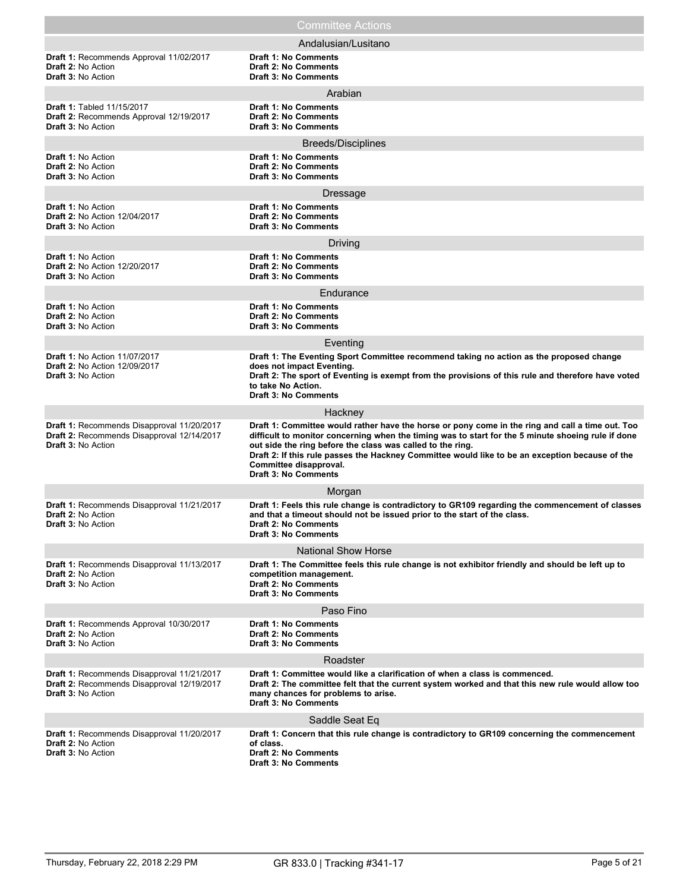## Committee Actions

### Andalusian/Lusitano

**Draft 1:** Recommends Approval 11/02/2017
**Draft 2:** No Action
**Draft 3:** No Action

**Draft 1: No Comments**
**Draft 2: No Comments**
**Draft 3: No Comments**

### Arabian

**Draft 1:** Tabled 11/15/2017
**Draft 2:** Recommends Approval 12/19/2017
**Draft 3:** No Action

**Draft 1: No Comments**
**Draft 2: No Comments**
**Draft 3: No Comments**

### Breeds/Disciplines

**Draft 1:** No Action
**Draft 2:** No Action
**Draft 3:** No Action

**Draft 1: No Comments**
**Draft 2: No Comments**
**Draft 3: No Comments**

### Dressage

**Draft 1:** No Action
**Draft 2:** No Action 12/04/2017
**Draft 3:** No Action

**Draft 1: No Comments**
**Draft 2: No Comments**
**Draft 3: No Comments**

### Driving

**Draft 1:** No Action
**Draft 2:** No Action 12/20/2017
**Draft 3:** No Action

**Draft 1: No Comments**
**Draft 2: No Comments**
**Draft 3: No Comments**

### Endurance

**Draft 1:** No Action
**Draft 2:** No Action
**Draft 3:** No Action

**Draft 1: No Comments**
**Draft 2: No Comments**
**Draft 3: No Comments**

### Eventing

**Draft 1:** No Action 11/07/2017
**Draft 2:** No Action 12/09/2017
**Draft 3:** No Action

**Draft 1: The Eventing Sport Committee recommend taking no action as the proposed change does not impact Eventing.**
**Draft 2: The sport of Eventing is exempt from the provisions of this rule and therefore have voted to take No Action.**
**Draft 3: No Comments**

### Hackney

**Draft 1:** Recommends Disapproval 11/20/2017
**Draft 2:** Recommends Disapproval 12/14/2017
**Draft 3:** No Action

**Draft 1: Committee would rather have the horse or pony come in the ring and call a time out. Too difficult to monitor concerning when the timing was to start for the 5 minute shoeing rule if done out side the ring before the class was called to the ring.**
**Draft 2: If this rule passes the Hackney Committee would like to be an exception because of the Committee disapproval.**
**Draft 3: No Comments**

### Morgan

**Draft 1:** Recommends Disapproval 11/21/2017
**Draft 2:** No Action
**Draft 3:** No Action

**Draft 1: Feels this rule change is contradictory to GR109 regarding the commencement of classes and that a timeout should not be issued prior to the start of the class.**
**Draft 2: No Comments**
**Draft 3: No Comments**

### National Show Horse

**Draft 1:** Recommends Disapproval 11/13/2017
**Draft 2:** No Action
**Draft 3:** No Action

**Draft 1: The Committee feels this rule change is not exhibitor friendly and should be left up to competition management.**
**Draft 2: No Comments**
**Draft 3: No Comments**

### Paso Fino

**Draft 1:** Recommends Approval 10/30/2017
**Draft 2:** No Action
**Draft 3:** No Action

**Draft 1: No Comments**
**Draft 2: No Comments**
**Draft 3: No Comments**

### Roadster

**Draft 1:** Recommends Disapproval 11/21/2017
**Draft 2:** Recommends Disapproval 12/19/2017
**Draft 3:** No Action

**Draft 1: Committee would like a clarification of when a class is commenced.**
**Draft 2: The committee felt that the current system worked and that this new rule would allow too many chances for problems to arise.**
**Draft 3: No Comments**

### Saddle Seat Eq

**Draft 1:** Recommends Disapproval 11/20/2017
**Draft 2:** No Action
**Draft 3:** No Action

**Draft 1: Concern that this rule change is contradictory to GR109 concerning the commencement of class.**
**Draft 2: No Comments**
**Draft 3: No Comments**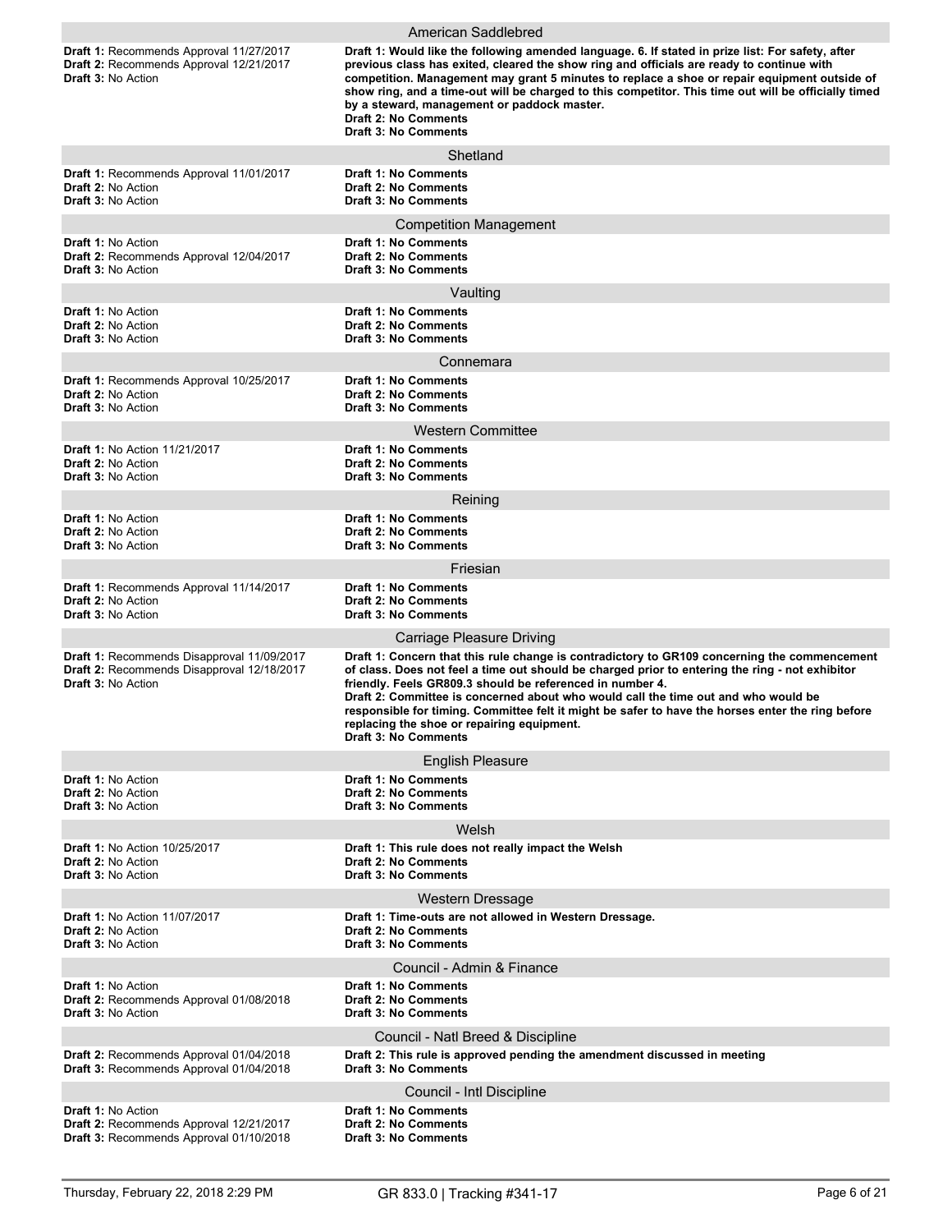## American Saddlebred

**Draft 1:** Recommends Approval 11/27/2017
**Draft 2:** Recommends Approval 12/21/2017
**Draft 3:** No Action

**Draft 1: Would like the following amended language. 6. If stated in prize list: For safety, after previous class has exited, cleared the show ring and officials are ready to continue with competition. Management may grant 5 minutes to replace a shoe or repair equipment outside of show ring, and a time-out will be charged to this competitor. This time out will be officially timed by a steward, management or paddock master.**
**Draft 2: No Comments**
**Draft 3: No Comments**

## Shetland

**Draft 1:** Recommends Approval 11/01/2017
**Draft 2:** No Action
**Draft 3:** No Action

**Draft 1: No Comments**
**Draft 2: No Comments**
**Draft 3: No Comments**

## Competition Management

**Draft 1:** No Action
**Draft 2:** Recommends Approval 12/04/2017
**Draft 3:** No Action

**Draft 1: No Comments**
**Draft 2: No Comments**
**Draft 3: No Comments**

## Vaulting

**Draft 1:** No Action
**Draft 2:** No Action
**Draft 3:** No Action

**Draft 1: No Comments**
**Draft 2: No Comments**
**Draft 3: No Comments**

## Connemara

**Draft 1:** Recommends Approval 10/25/2017
**Draft 2:** No Action
**Draft 3:** No Action

**Draft 1: No Comments**
**Draft 2: No Comments**
**Draft 3: No Comments**

## Western Committee

**Draft 1:** No Action 11/21/2017
**Draft 2:** No Action
**Draft 3:** No Action

**Draft 1: No Comments**
**Draft 2: No Comments**
**Draft 3: No Comments**

## Reining

**Draft 1:** No Action
**Draft 2:** No Action
**Draft 3:** No Action

**Draft 1: No Comments**
**Draft 2: No Comments**
**Draft 3: No Comments**

## Friesian

**Draft 1:** Recommends Approval 11/14/2017
**Draft 2:** No Action
**Draft 3:** No Action

**Draft 1: No Comments**
**Draft 2: No Comments**
**Draft 3: No Comments**

## Carriage Pleasure Driving

**Draft 1:** Recommends Disapproval 11/09/2017
**Draft 2:** Recommends Disapproval 12/18/2017
**Draft 3:** No Action

**Draft 1: Concern that this rule change is contradictory to GR109 concerning the commencement of class. Does not feel a time out should be charged prior to entering the ring - not exhibitor friendly. Feels GR809.3 should be referenced in number 4.**
**Draft 2: Committee is concerned about who would call the time out and who would be responsible for timing. Committee felt it might be safer to have the horses enter the ring before replacing the shoe or repairing equipment.**
**Draft 3: No Comments**

## English Pleasure

**Draft 1:** No Action
**Draft 2:** No Action
**Draft 3:** No Action

**Draft 1: No Comments**
**Draft 2: No Comments**
**Draft 3: No Comments**

## Welsh

**Draft 1:** No Action 10/25/2017
**Draft 2:** No Action
**Draft 3:** No Action

**Draft 1: This rule does not really impact the Welsh**
**Draft 2: No Comments**
**Draft 3: No Comments**

## Western Dressage

**Draft 1:** No Action 11/07/2017
**Draft 2:** No Action
**Draft 3:** No Action

**Draft 1: Time-outs are not allowed in Western Dressage.**
**Draft 2: No Comments**
**Draft 3: No Comments**

## Council - Admin & Finance

**Draft 1:** No Action
**Draft 2:** Recommends Approval 01/08/2018
**Draft 3:** No Action

**Draft 1: No Comments**
**Draft 2: No Comments**
**Draft 3: No Comments**

## Council - Natl Breed & Discipline

**Draft 2:** Recommends Approval 01/04/2018
**Draft 3:** Recommends Approval 01/04/2018

**Draft 2: This rule is approved pending the amendment discussed in meeting**
**Draft 3: No Comments**

## Council - Intl Discipline

**Draft 1:** No Action
**Draft 2:** Recommends Approval 12/21/2017
**Draft 3:** Recommends Approval 01/10/2018

**Draft 1: No Comments**
**Draft 2: No Comments**
**Draft 3: No Comments**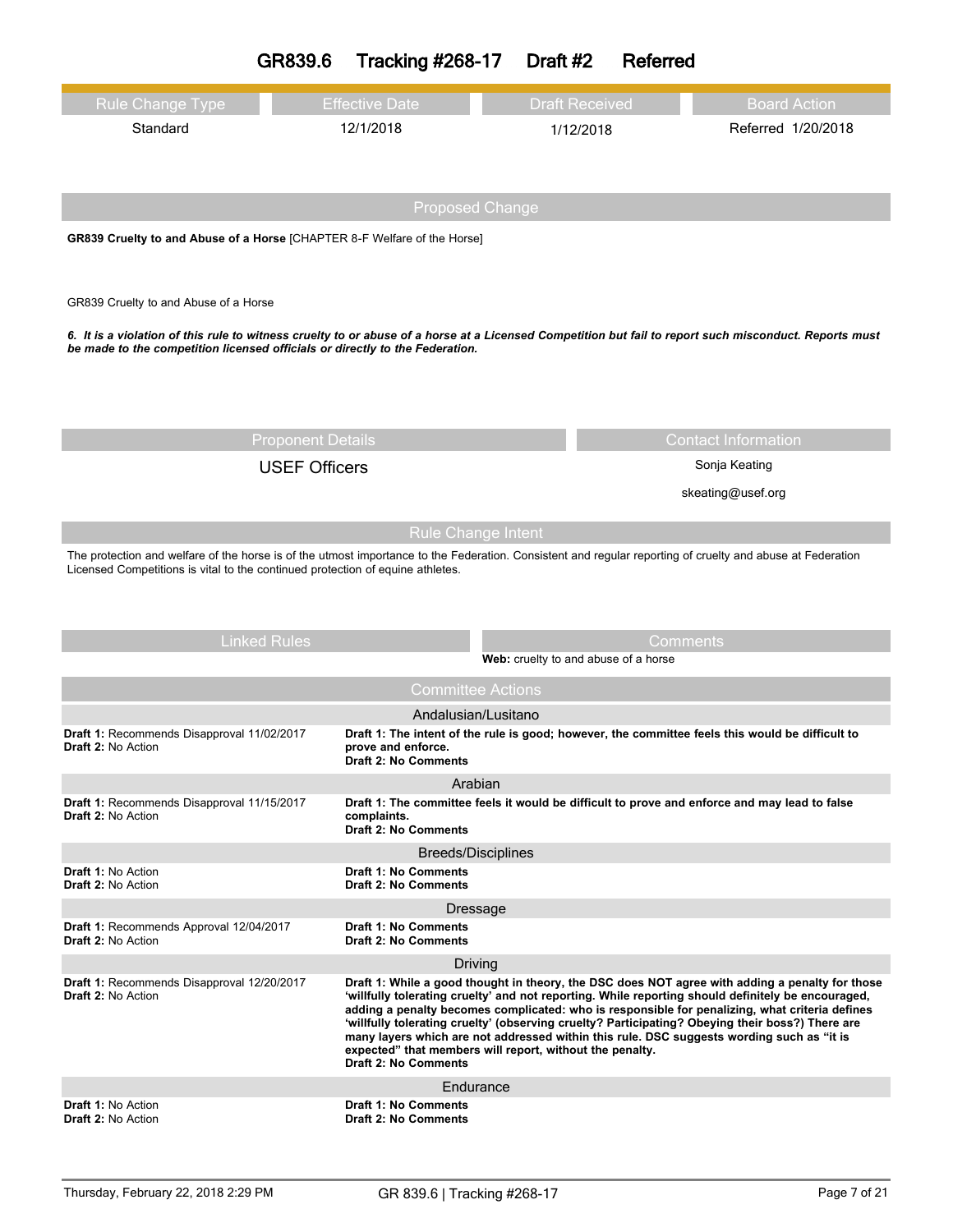# GR839.6 Tracking #268-17 Draft #2 Referred

| Rule Change Type | Effective Date | Draft Received | Board Action |
|---|---|---|---|
| Standard | 12/1/2018 | 1/12/2018 | Referred 1/20/2018 |

## Proposed Change

**GR839 Cruelty to and Abuse of a Horse** [CHAPTER 8-F Welfare of the Horse]

GR839 Cruelty to and Abuse of a Horse

***6. It is a violation of this rule to witness cruelty to or abuse of a horse at a Licensed Competition but fail to report such misconduct. Reports must be made to the competition licensed officials or directly to the Federation.***

| Proponent Details | Contact Information |
|---|---|
| USEF Officers | Sonja Keating<br>skeating@usef.org |

## Rule Change Intent

The protection and welfare of the horse is of the utmost importance to the Federation. Consistent and regular reporting of cruelty and abuse at Federation Licensed Competitions is vital to the continued protection of equine athletes.

| Linked Rules | Comments |
|---|---|
| | **Web:** cruelty to and abuse of a horse |

## Committee Actions

### Andalusian/Lusitano

| | |
|---|---|
| **Draft 1:** Recommends Disapproval 11/02/2017<br>**Draft 2:** No Action | **Draft 1: The intent of the rule is good; however, the committee feels this would be difficult to prove and enforce.**<br>**Draft 2: No Comments** |

### Arabian

| | |
|---|---|
| **Draft 1:** Recommends Disapproval 11/15/2017<br>**Draft 2:** No Action | **Draft 1: The committee feels it would be difficult to prove and enforce and may lead to false complaints.**<br>**Draft 2: No Comments** |

### Breeds/Disciplines

| | |
|---|---|
| **Draft 1:** No Action<br>**Draft 2:** No Action | **Draft 1: No Comments**<br>**Draft 2: No Comments** |

### Dressage

| | |
|---|---|
| **Draft 1:** Recommends Approval 12/04/2017<br>**Draft 2:** No Action | **Draft 1: No Comments**<br>**Draft 2: No Comments** |

### Driving

| | |
|---|---|
| **Draft 1:** Recommends Disapproval 12/20/2017<br>**Draft 2:** No Action | **Draft 1: While a good thought in theory, the DSC does NOT agree with adding a penalty for those 'willfully tolerating cruelty' and not reporting. While reporting should definitely be encouraged, adding a penalty becomes complicated: who is responsible for penalizing, what criteria defines 'willfully tolerating cruelty' (observing cruelty? Participating? Obeying their boss?) There are many layers which are not addressed within this rule. DSC suggests wording such as "it is expected" that members will report, without the penalty.**<br>**Draft 2: No Comments** |

### Endurance

| | |
|---|---|
| **Draft 1:** No Action<br>**Draft 2:** No Action | **Draft 1: No Comments**<br>**Draft 2: No Comments** |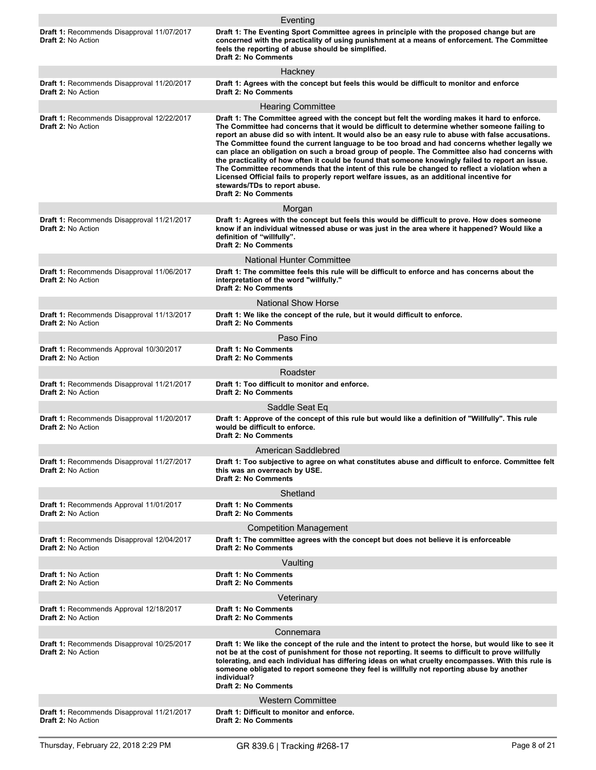### Eventing

**Draft 1:** Recommends Disapproval 11/07/2017
**Draft 2:** No Action

**Draft 1: The Eventing Sport Committee agrees in principle with the proposed change but are concerned with the practicality of using punishment at a means of enforcement. The Committee feels the reporting of abuse should be simplified.**
**Draft 2: No Comments**

### Hackney

**Draft 1:** Recommends Disapproval 11/20/2017
**Draft 2:** No Action

**Draft 1: Agrees with the concept but feels this would be difficult to monitor and enforce**
**Draft 2: No Comments**

### Hearing Committee

**Draft 1:** Recommends Disapproval 12/22/2017
**Draft 2:** No Action

**Draft 1: The Committee agreed with the concept but felt the wording makes it hard to enforce. The Committee had concerns that it would be difficult to determine whether someone failing to report an abuse did so with intent. It would also be an easy rule to abuse with false accusations. The Committee found the current language to be too broad and had concerns whether legally we can place an obligation on such a broad group of people. The Committee also had concerns with the practicality of how often it could be found that someone knowingly failed to report an issue. The Committee recommends that the intent of this rule be changed to reflect a violation when a Licensed Official fails to properly report welfare issues, as an additional incentive for stewards/TDs to report abuse.**
**Draft 2: No Comments**

### Morgan

**Draft 1:** Recommends Disapproval 11/21/2017
**Draft 2:** No Action

**Draft 1: Agrees with the concept but feels this would be difficult to prove. How does someone know if an individual witnessed abuse or was just in the area where it happened? Would like a definition of "willfully".**
**Draft 2: No Comments**

### National Hunter Committee

**Draft 1:** Recommends Disapproval 11/06/2017
**Draft 2:** No Action

**Draft 1: The committee feels this rule will be difficult to enforce and has concerns about the interpretation of the word "willfully."**
**Draft 2: No Comments**

### National Show Horse

**Draft 1:** Recommends Disapproval 11/13/2017
**Draft 2:** No Action

**Draft 1: We like the concept of the rule, but it would difficult to enforce.**
**Draft 2: No Comments**

### Paso Fino

**Draft 1:** Recommends Approval 10/30/2017
**Draft 2:** No Action

**Draft 1: No Comments**
**Draft 2: No Comments**

### Roadster

**Draft 1:** Recommends Disapproval 11/21/2017
**Draft 2:** No Action

**Draft 1: Too difficult to monitor and enforce.**
**Draft 2: No Comments**

### Saddle Seat Eq

**Draft 1:** Recommends Disapproval 11/20/2017
**Draft 2:** No Action

**Draft 1: Approve of the concept of this rule but would like a definition of "Willfully". This rule would be difficult to enforce.**
**Draft 2: No Comments**

### American Saddlebred

**Draft 1:** Recommends Disapproval 11/27/2017
**Draft 2:** No Action

**Draft 1: Too subjective to agree on what constitutes abuse and difficult to enforce. Committee felt this was an overreach by USE.**
**Draft 2: No Comments**

### Shetland

**Draft 1:** Recommends Approval 11/01/2017
**Draft 2:** No Action

**Draft 1: No Comments**
**Draft 2: No Comments**

### Competition Management

**Draft 1:** Recommends Disapproval 12/04/2017
**Draft 2:** No Action

**Draft 1: The committee agrees with the concept but does not believe it is enforceable**
**Draft 2: No Comments**

### Vaulting

**Draft 1:** No Action
**Draft 2:** No Action

**Draft 1: No Comments**
**Draft 2: No Comments**

### Veterinary

**Draft 1:** Recommends Approval 12/18/2017
**Draft 2:** No Action

**Draft 1: No Comments**
**Draft 2: No Comments**

### Connemara

**Draft 1:** Recommends Disapproval 10/25/2017
**Draft 2:** No Action

**Draft 1: We like the concept of the rule and the intent to protect the horse, but would like to see it not be at the cost of punishment for those not reporting. It seems to difficult to prove willfully tolerating, and each individual has differing ideas on what cruelty encompasses. With this rule is someone obligated to report someone they feel is willfully not reporting abuse by another individual?**
**Draft 2: No Comments**

### Western Committee

**Draft 1:** Recommends Disapproval 11/21/2017
**Draft 2:** No Action

**Draft 1: Difficult to monitor and enforce.**
**Draft 2: No Comments**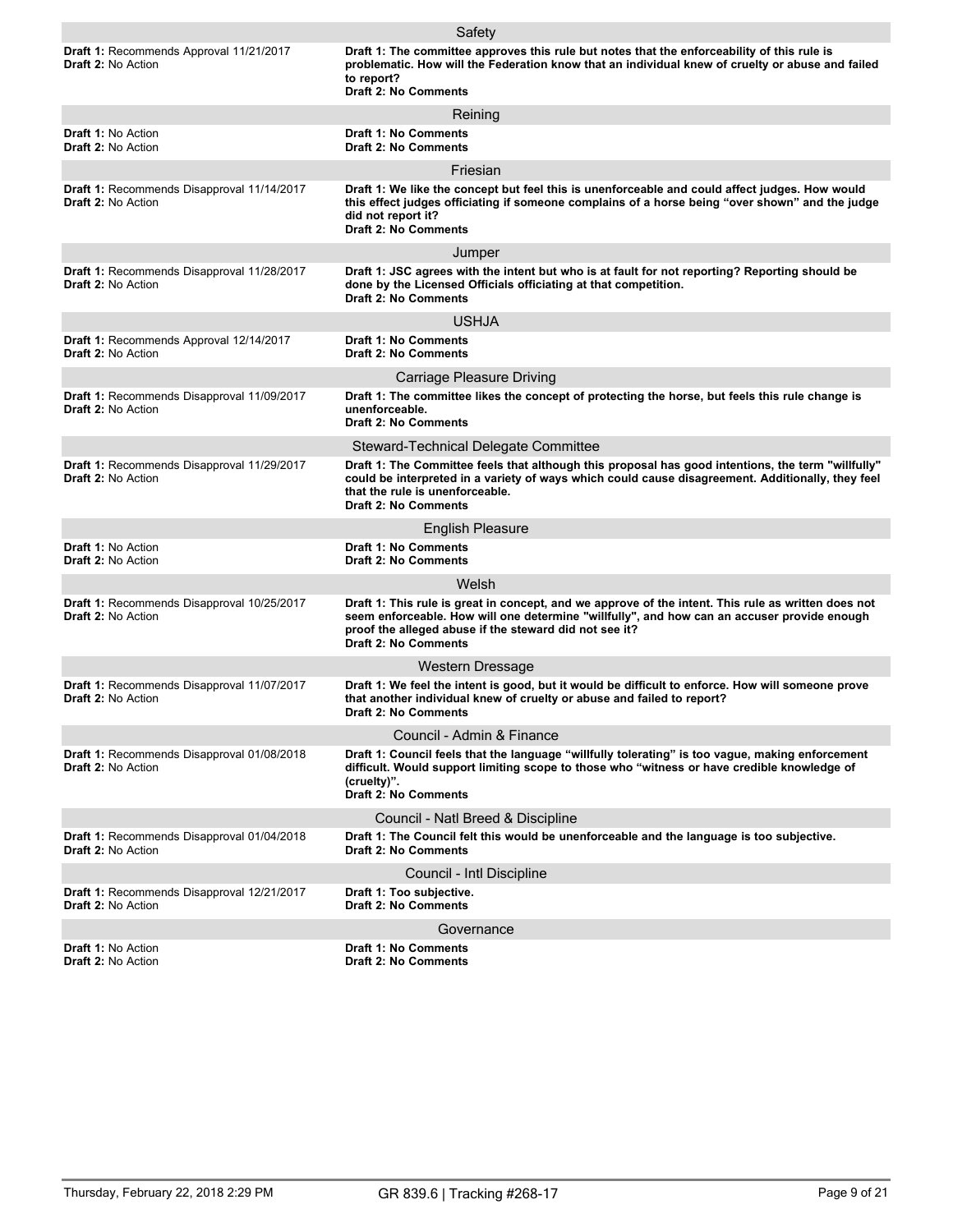### Safety

**Draft 1:** Recommends Approval 11/21/2017
**Draft 2:** No Action

**Draft 1: The committee approves this rule but notes that the enforceability of this rule is problematic. How will the Federation know that an individual knew of cruelty or abuse and failed to report?**
**Draft 2: No Comments**

### Reining

**Draft 1:** No Action
**Draft 2:** No Action

**Draft 1: No Comments**
**Draft 2: No Comments**

### Friesian

**Draft 1:** Recommends Disapproval 11/14/2017
**Draft 2:** No Action

**Draft 1: We like the concept but feel this is unenforceable and could affect judges. How would this effect judges officiating if someone complains of a horse being "over shown" and the judge did not report it?**
**Draft 2: No Comments**

### Jumper

**Draft 1:** Recommends Disapproval 11/28/2017
**Draft 2:** No Action

**Draft 1: JSC agrees with the intent but who is at fault for not reporting? Reporting should be done by the Licensed Officials officiating at that competition.**
**Draft 2: No Comments**

### USHJA

**Draft 1:** Recommends Approval 12/14/2017
**Draft 2:** No Action

**Draft 1: No Comments**
**Draft 2: No Comments**

### Carriage Pleasure Driving

**Draft 1:** Recommends Disapproval 11/09/2017
**Draft 2:** No Action

**Draft 1: The committee likes the concept of protecting the horse, but feels this rule change is unenforceable.**
**Draft 2: No Comments**

### Steward-Technical Delegate Committee

**Draft 1:** Recommends Disapproval 11/29/2017
**Draft 2:** No Action

**Draft 1: The Committee feels that although this proposal has good intentions, the term "willfully" could be interpreted in a variety of ways which could cause disagreement. Additionally, they feel that the rule is unenforceable.**
**Draft 2: No Comments**

### English Pleasure

**Draft 1:** No Action
**Draft 2:** No Action

**Draft 1: No Comments**
**Draft 2: No Comments**

### Welsh

**Draft 1:** Recommends Disapproval 10/25/2017
**Draft 2:** No Action

**Draft 1: This rule is great in concept, and we approve of the intent. This rule as written does not seem enforceable. How will one determine "willfully", and how can an accuser provide enough proof the alleged abuse if the steward did not see it?**
**Draft 2: No Comments**

### Western Dressage

**Draft 1:** Recommends Disapproval 11/07/2017
**Draft 2:** No Action

**Draft 1: We feel the intent is good, but it would be difficult to enforce. How will someone prove that another individual knew of cruelty or abuse and failed to report?**
**Draft 2: No Comments**

### Council - Admin & Finance

**Draft 1:** Recommends Disapproval 01/08/2018
**Draft 2:** No Action

**Draft 1: Council feels that the language "willfully tolerating" is too vague, making enforcement difficult. Would support limiting scope to those who "witness or have credible knowledge of (cruelty)".**
**Draft 2: No Comments**

### Council - Natl Breed & Discipline

**Draft 1:** Recommends Disapproval 01/04/2018
**Draft 2:** No Action

**Draft 1: The Council felt this would be unenforceable and the language is too subjective.**
**Draft 2: No Comments**

### Council - Intl Discipline

**Draft 1:** Recommends Disapproval 12/21/2017
**Draft 2:** No Action

**Draft 1: Too subjective.**
**Draft 2: No Comments**

### Governance

**Draft 1:** No Action
**Draft 2:** No Action

**Draft 1: No Comments**
**Draft 2: No Comments**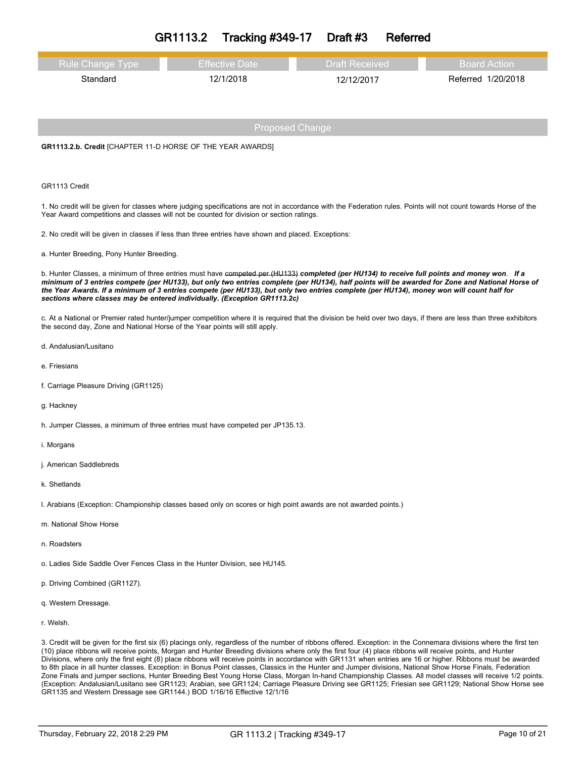# GR1113.2 Tracking #349-17 Draft #3 Referred

| Rule Change Type | Effective Date | Draft Received | Board Action |
|---|---|---|---|
| Standard | 12/1/2018 | 12/12/2017 | Referred 1/20/2018 |

## Proposed Change

**GR1113.2.b. Credit** [CHAPTER 11-D HORSE OF THE YEAR AWARDS]

GR1113 Credit

1. No credit will be given for classes where judging specifications are not in accordance with the Federation rules. Points will not count towards Horse of the Year Award competitions and classes will not be counted for division or section ratings.

2. No credit will be given in classes if less than three entries have shown and placed. Exceptions:

a. Hunter Breeding, Pony Hunter Breeding.

b. Hunter Classes, a minimum of three entries must have ~~competed per (HU133)~~ ***completed (per HU134) to receive full points and money won***. ***If a minimum of 3 entries compete (per HU133), but only two entries complete (per HU134), half points will be awarded for Zone and National Horse of the Year Awards. If a minimum of 3 entries compete (per HU133), but only two entries complete (per HU134), money won will count half for sections where classes may be entered individually. (Exception GR1113.2c)***

c. At a National or Premier rated hunter/jumper competition where it is required that the division be held over two days, if there are less than three exhibitors the second day, Zone and National Horse of the Year points will still apply.

d. Andalusian/Lusitano

e. Friesians

f. Carriage Pleasure Driving (GR1125)

g. Hackney

h. Jumper Classes, a minimum of three entries must have competed per JP135.13.

i. Morgans

j. American Saddlebreds

k. Shetlands

l. Arabians (Exception: Championship classes based only on scores or high point awards are not awarded points.)

m. National Show Horse

n. Roadsters

o. Ladies Side Saddle Over Fences Class in the Hunter Division, see HU145.

p. Driving Combined (GR1127).

q. Western Dressage.

r. Welsh.

3. Credit will be given for the first six (6) placings only, regardless of the number of ribbons offered. Exception: in the Connemara divisions where the first ten (10) place ribbons will receive points, Morgan and Hunter Breeding divisions where only the first four (4) place ribbons will receive points, and Hunter Divisions, where only the first eight (8) place ribbons will receive points in accordance with GR1131 when entries are 16 or higher. Ribbons must be awarded to 8th place in all hunter classes. Exception: in Bonus Point classes, Classics in the Hunter and Jumper divisions, National Show Horse Finals, Federation Zone Finals and jumper sections, Hunter Breeding Best Young Horse Class, Morgan In-hand Championship Classes. All model classes will receive 1/2 points. (Exception: Andalusian/Lusitano see GR1123; Arabian, see GR1124; Carriage Pleasure Driving see GR1125; Friesian see GR1129; National Show Horse see GR1135 and Western Dressage see GR1144.) BOD 1/16/16 Effective 12/1/16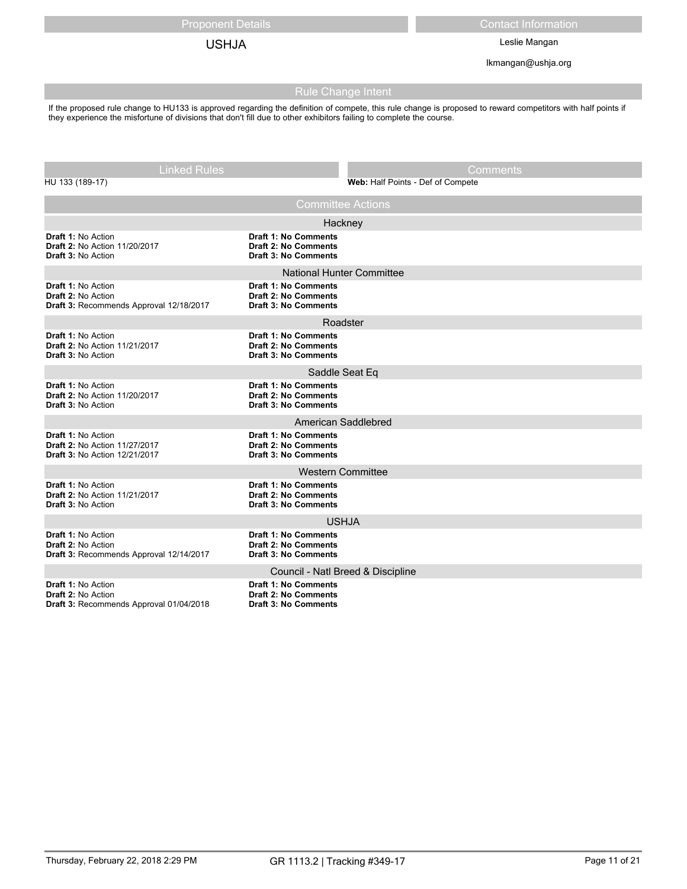## Proponent Details

USHJA

## Contact Information

Leslie Mangan

lkmangan@ushja.org

## Rule Change Intent

If the proposed rule change to HU133 is approved regarding the definition of compete, this rule change is proposed to reward competitors with half points if they experience the misfortune of divisions that don't fill due to other exhibitors failing to complete the course.

## Linked Rules

HU 133 (189-17)

## Comments

**Web:** Half Points - Def of Compete

## Committee Actions

### Hackney

| Action | Comments |
| --- | --- |
| **Draft 1:** No Action | **Draft 1: No Comments** |
| **Draft 2:** No Action 11/20/2017 | **Draft 2: No Comments** |
| **Draft 3:** No Action | **Draft 3: No Comments** |

### National Hunter Committee

| Action | Comments |
| --- | --- |
| **Draft 1:** No Action | **Draft 1: No Comments** |
| **Draft 2:** No Action | **Draft 2: No Comments** |
| **Draft 3:** Recommends Approval 12/18/2017 | **Draft 3: No Comments** |

### Roadster

| Action | Comments |
| --- | --- |
| **Draft 1:** No Action | **Draft 1: No Comments** |
| **Draft 2:** No Action 11/21/2017 | **Draft 2: No Comments** |
| **Draft 3:** No Action | **Draft 3: No Comments** |

### Saddle Seat Eq

| Action | Comments |
| --- | --- |
| **Draft 1:** No Action | **Draft 1: No Comments** |
| **Draft 2:** No Action 11/20/2017 | **Draft 2: No Comments** |
| **Draft 3:** No Action | **Draft 3: No Comments** |

### American Saddlebred

| Action | Comments |
| --- | --- |
| **Draft 1:** No Action | **Draft 1: No Comments** |
| **Draft 2:** No Action 11/27/2017 | **Draft 2: No Comments** |
| **Draft 3:** No Action 12/21/2017 | **Draft 3: No Comments** |

### Western Committee

| Action | Comments |
| --- | --- |
| **Draft 1:** No Action | **Draft 1: No Comments** |
| **Draft 2:** No Action 11/21/2017 | **Draft 2: No Comments** |
| **Draft 3:** No Action | **Draft 3: No Comments** |

### USHJA

| Action | Comments |
| --- | --- |
| **Draft 1:** No Action | **Draft 1: No Comments** |
| **Draft 2:** No Action | **Draft 2: No Comments** |
| **Draft 3:** Recommends Approval 12/14/2017 | **Draft 3: No Comments** |

### Council - Natl Breed & Discipline

| Action | Comments |
| --- | --- |
| **Draft 1:** No Action | **Draft 1: No Comments** |
| **Draft 2:** No Action | **Draft 2: No Comments** |
| **Draft 3:** Recommends Approval 01/04/2018 | **Draft 3: No Comments** |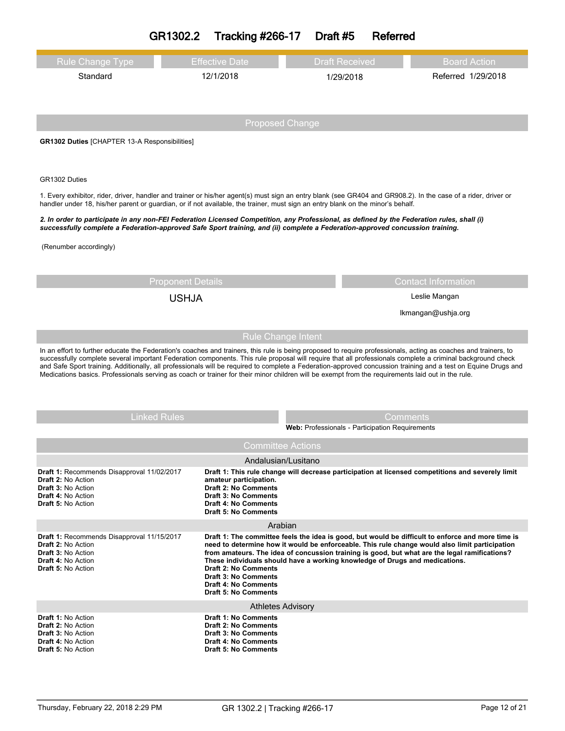# GR1302.2 Tracking #266-17 Draft #5 Referred

| Rule Change Type | Effective Date | Draft Received | Board Action |
|---|---|---|---|
| Standard | 12/1/2018 | 1/29/2018 | Referred 1/29/2018 |

## Proposed Change

**GR1302 Duties** [CHAPTER 13-A Responsibilities]

GR1302 Duties

1. Every exhibitor, rider, driver, handler and trainer or his/her agent(s) must sign an entry blank (see GR404 and GR908.2). In the case of a rider, driver or handler under 18, his/her parent or guardian, or if not available, the trainer, must sign an entry blank on the minor's behalf.

***2. In order to participate in any non-FEI Federation Licensed Competition, any Professional, as defined by the Federation rules, shall (i) successfully complete a Federation-approved Safe Sport training, and (ii) complete a Federation-approved concussion training.***

(Renumber accordingly)

| Proponent Details | Contact Information |
|---|---|
| USHJA | Leslie Mangan |
| | lkmangan@ushja.org |

## Rule Change Intent

In an effort to further educate the Federation's coaches and trainers, this rule is being proposed to require professionals, acting as coaches and trainers, to successfully complete several important Federation components. This rule proposal will require that all professionals complete a criminal background check and Safe Sport training. Additionally, all professionals will be required to complete a Federation-approved concussion training and a test on Equine Drugs and Medications basics. Professionals serving as coach or trainer for their minor children will be exempt from the requirements laid out in the rule.

| Linked Rules | Comments |
|---|---|
| | **Web:** Professionals - Participation Requirements |

## Committee Actions

### Andalusian/Lusitano

| | |
|---|---|
| **Draft 1:** Recommends Disapproval 11/02/2017<br>**Draft 2:** No Action<br>**Draft 3:** No Action<br>**Draft 4:** No Action<br>**Draft 5:** No Action | **Draft 1: This rule change will decrease participation at licensed competitions and severely limit amateur participation.**<br>**Draft 2: No Comments**<br>**Draft 3: No Comments**<br>**Draft 4: No Comments**<br>**Draft 5: No Comments** |

### Arabian

| | |
|---|---|
| **Draft 1:** Recommends Disapproval 11/15/2017<br>**Draft 2:** No Action<br>**Draft 3:** No Action<br>**Draft 4:** No Action<br>**Draft 5:** No Action | **Draft 1: The committee feels the idea is good, but would be difficult to enforce and more time is need to determine how it would be enforceable. This rule change would also limit participation from amateurs. The idea of concussion training is good, but what are the legal ramifications? These individuals should have a working knowledge of Drugs and medications.**<br>**Draft 2: No Comments**<br>**Draft 3: No Comments**<br>**Draft 4: No Comments**<br>**Draft 5: No Comments** |

### Athletes Advisory

| | |
|---|---|
| **Draft 1:** No Action<br>**Draft 2:** No Action<br>**Draft 3:** No Action<br>**Draft 4:** No Action<br>**Draft 5:** No Action | **Draft 1: No Comments**<br>**Draft 2: No Comments**<br>**Draft 3: No Comments**<br>**Draft 4: No Comments**<br>**Draft 5: No Comments** |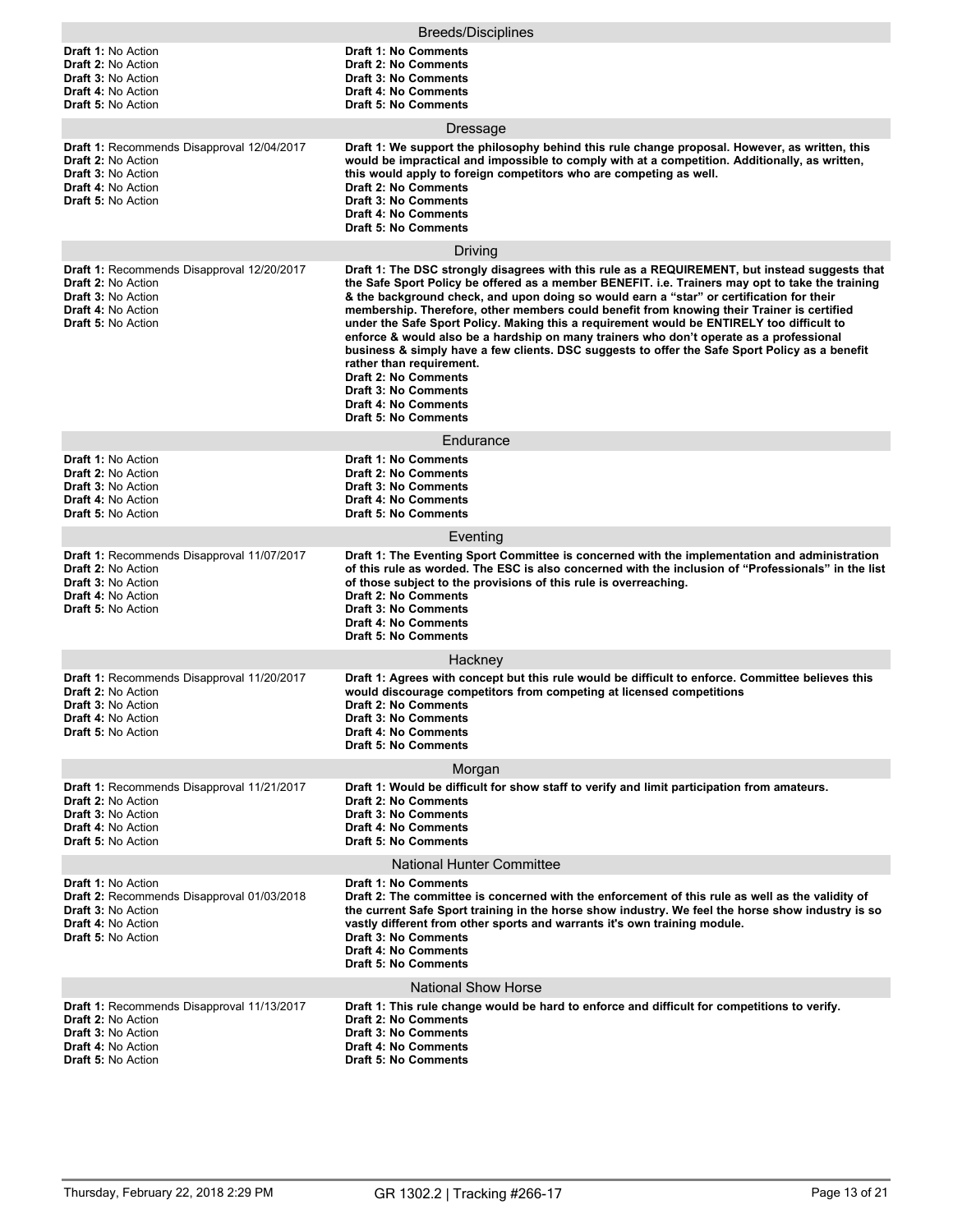## Breeds/Disciplines

**Draft 1:** No Action
**Draft 2:** No Action
**Draft 3:** No Action
**Draft 4:** No Action
**Draft 5:** No Action

**Draft 1: No Comments**
**Draft 2: No Comments**
**Draft 3: No Comments**
**Draft 4: No Comments**
**Draft 5: No Comments**

## Dressage

**Draft 1:** Recommends Disapproval 12/04/2017
**Draft 2:** No Action
**Draft 3:** No Action
**Draft 4:** No Action
**Draft 5:** No Action

**Draft 1: We support the philosophy behind this rule change proposal. However, as written, this would be impractical and impossible to comply with at a competition. Additionally, as written, this would apply to foreign competitors who are competing as well.**
**Draft 2: No Comments**
**Draft 3: No Comments**
**Draft 4: No Comments**
**Draft 5: No Comments**

## Driving

**Draft 1:** Recommends Disapproval 12/20/2017
**Draft 2:** No Action
**Draft 3:** No Action
**Draft 4:** No Action
**Draft 5:** No Action

**Draft 1: The DSC strongly disagrees with this rule as a REQUIREMENT, but instead suggests that the Safe Sport Policy be offered as a member BENEFIT. i.e. Trainers may opt to take the training & the background check, and upon doing so would earn a "star" or certification for their membership. Therefore, other members could benefit from knowing their Trainer is certified under the Safe Sport Policy. Making this a requirement would be ENTIRELY too difficult to enforce & would also be a hardship on many trainers who don't operate as a professional business & simply have a few clients. DSC suggests to offer the Safe Sport Policy as a benefit rather than requirement.**
**Draft 2: No Comments**
**Draft 3: No Comments**
**Draft 4: No Comments**
**Draft 5: No Comments**

## Endurance

**Draft 1:** No Action
**Draft 2:** No Action
**Draft 3:** No Action
**Draft 4:** No Action
**Draft 5:** No Action

**Draft 1: No Comments**
**Draft 2: No Comments**
**Draft 3: No Comments**
**Draft 4: No Comments**
**Draft 5: No Comments**

## Eventing

**Draft 1:** Recommends Disapproval 11/07/2017
**Draft 2:** No Action
**Draft 3:** No Action
**Draft 4:** No Action
**Draft 5:** No Action

**Draft 1: The Eventing Sport Committee is concerned with the implementation and administration of this rule as worded. The ESC is also concerned with the inclusion of "Professionals" in the list of those subject to the provisions of this rule is overreaching.**
**Draft 2: No Comments**
**Draft 3: No Comments**
**Draft 4: No Comments**
**Draft 5: No Comments**

## Hackney

**Draft 1:** Recommends Disapproval 11/20/2017
**Draft 2:** No Action
**Draft 3:** No Action
**Draft 4:** No Action
**Draft 5:** No Action

**Draft 1: Agrees with concept but this rule would be difficult to enforce. Committee believes this would discourage competitors from competing at licensed competitions**
**Draft 2: No Comments**
**Draft 3: No Comments**
**Draft 4: No Comments**
**Draft 5: No Comments**

## Morgan

**Draft 1:** Recommends Disapproval 11/21/2017
**Draft 2:** No Action
**Draft 3:** No Action
**Draft 4:** No Action
**Draft 5:** No Action

**Draft 1: Would be difficult for show staff to verify and limit participation from amateurs.**
**Draft 2: No Comments**
**Draft 3: No Comments**
**Draft 4: No Comments**
**Draft 5: No Comments**

## National Hunter Committee

**Draft 1:** No Action
**Draft 2:** Recommends Disapproval 01/03/2018
**Draft 3:** No Action
**Draft 4:** No Action
**Draft 5:** No Action

**Draft 1: No Comments**
**Draft 2: The committee is concerned with the enforcement of this rule as well as the validity of the current Safe Sport training in the horse show industry. We feel the horse show industry is so vastly different from other sports and warrants it's own training module.**
**Draft 3: No Comments**
**Draft 4: No Comments**
**Draft 5: No Comments**

## National Show Horse

**Draft 1:** Recommends Disapproval 11/13/2017
**Draft 2:** No Action
**Draft 3:** No Action
**Draft 4:** No Action
**Draft 5:** No Action

**Draft 1: This rule change would be hard to enforce and difficult for competitions to verify.**
**Draft 2: No Comments**
**Draft 3: No Comments**
**Draft 4: No Comments**
**Draft 5: No Comments**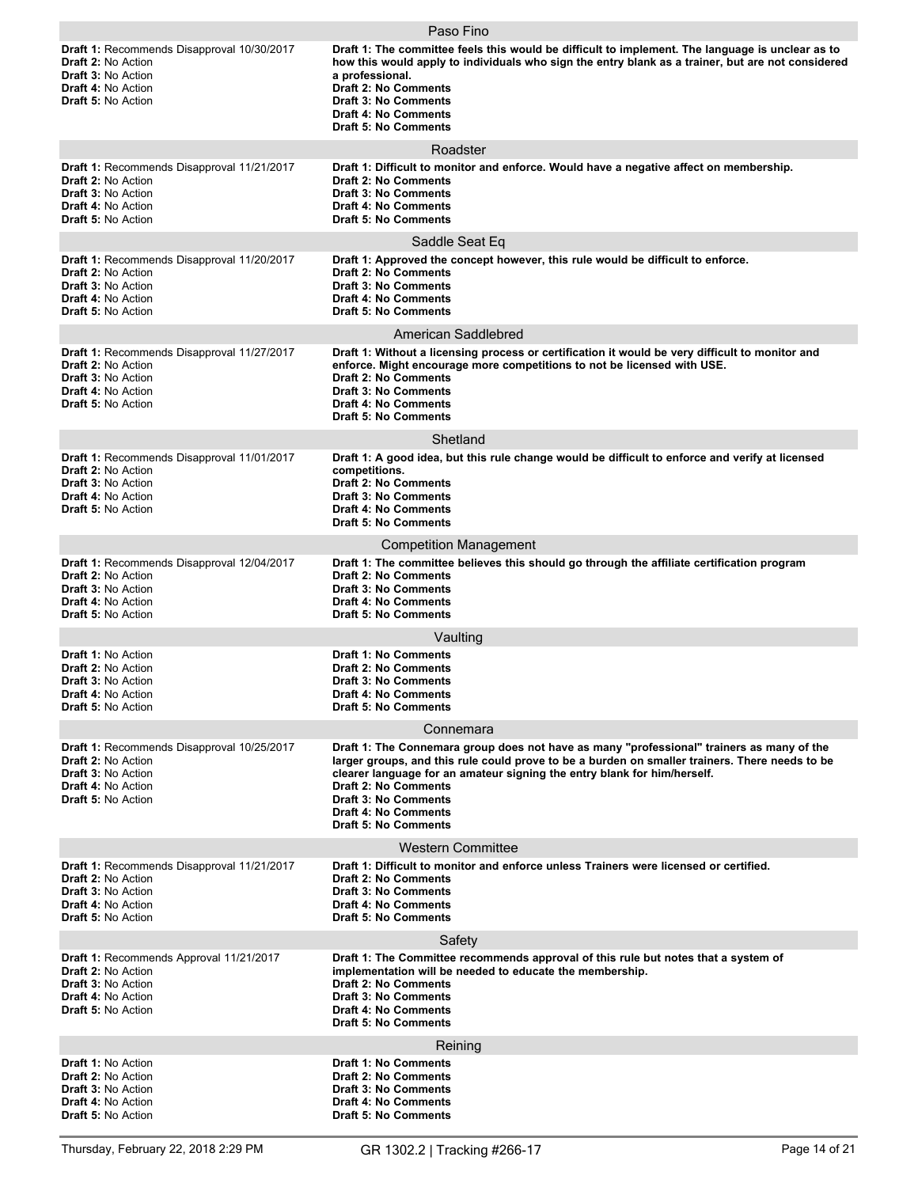### Paso Fino

**Draft 1:** Recommends Disapproval 10/30/2017
**Draft 2:** No Action
**Draft 3:** No Action
**Draft 4:** No Action
**Draft 5:** No Action

**Draft 1: The committee feels this would be difficult to implement. The language is unclear as to how this would apply to individuals who sign the entry blank as a trainer, but are not considered a professional.**
**Draft 2: No Comments**
**Draft 3: No Comments**
**Draft 4: No Comments**
**Draft 5: No Comments**

### Roadster

**Draft 1:** Recommends Disapproval 11/21/2017
**Draft 2:** No Action
**Draft 3:** No Action
**Draft 4:** No Action
**Draft 5:** No Action

**Draft 1: Difficult to monitor and enforce. Would have a negative affect on membership.**
**Draft 2: No Comments**
**Draft 3: No Comments**
**Draft 4: No Comments**
**Draft 5: No Comments**

### Saddle Seat Eq

**Draft 1:** Recommends Disapproval 11/20/2017
**Draft 2:** No Action
**Draft 3:** No Action
**Draft 4:** No Action
**Draft 5:** No Action

**Draft 1: Approved the concept however, this rule would be difficult to enforce.**
**Draft 2: No Comments**
**Draft 3: No Comments**
**Draft 4: No Comments**
**Draft 5: No Comments**

### American Saddlebred

**Draft 1:** Recommends Disapproval 11/27/2017
**Draft 2:** No Action
**Draft 3:** No Action
**Draft 4:** No Action
**Draft 5:** No Action

**Draft 1: Without a licensing process or certification it would be very difficult to monitor and enforce. Might encourage more competitions to not be licensed with USE.**
**Draft 2: No Comments**
**Draft 3: No Comments**
**Draft 4: No Comments**
**Draft 5: No Comments**

### Shetland

**Draft 1:** Recommends Disapproval 11/01/2017
**Draft 2:** No Action
**Draft 3:** No Action
**Draft 4:** No Action
**Draft 5:** No Action

**Draft 1: A good idea, but this rule change would be difficult to enforce and verify at licensed competitions.**
**Draft 2: No Comments**
**Draft 3: No Comments**
**Draft 4: No Comments**
**Draft 5: No Comments**

### Competition Management

**Draft 1:** Recommends Disapproval 12/04/2017
**Draft 2:** No Action
**Draft 3:** No Action
**Draft 4:** No Action
**Draft 5:** No Action

**Draft 1: The committee believes this should go through the affiliate certification program**
**Draft 2: No Comments**
**Draft 3: No Comments**
**Draft 4: No Comments**
**Draft 5: No Comments**

### Vaulting

**Draft 1:** No Action
**Draft 2:** No Action
**Draft 3:** No Action
**Draft 4:** No Action
**Draft 5:** No Action

**Draft 1: No Comments**
**Draft 2: No Comments**
**Draft 3: No Comments**
**Draft 4: No Comments**
**Draft 5: No Comments**

### Connemara

**Draft 1:** Recommends Disapproval 10/25/2017
**Draft 2:** No Action
**Draft 3:** No Action
**Draft 4:** No Action
**Draft 5:** No Action

**Draft 1: The Connemara group does not have as many "professional" trainers as many of the larger groups, and this rule could prove to be a burden on smaller trainers. There needs to be clearer language for an amateur signing the entry blank for him/herself.**
**Draft 2: No Comments**
**Draft 3: No Comments**
**Draft 4: No Comments**
**Draft 5: No Comments**

### Western Committee

**Draft 1:** Recommends Disapproval 11/21/2017
**Draft 2:** No Action
**Draft 3:** No Action
**Draft 4:** No Action
**Draft 5:** No Action

**Draft 1: Difficult to monitor and enforce unless Trainers were licensed or certified.**
**Draft 2: No Comments**
**Draft 3: No Comments**
**Draft 4: No Comments**
**Draft 5: No Comments**

### Safety

**Draft 1:** Recommends Approval 11/21/2017
**Draft 2:** No Action
**Draft 3:** No Action
**Draft 4:** No Action
**Draft 5:** No Action

**Draft 1: The Committee recommends approval of this rule but notes that a system of implementation will be needed to educate the membership.**
**Draft 2: No Comments**
**Draft 3: No Comments**
**Draft 4: No Comments**
**Draft 5: No Comments**

### Reining

**Draft 1:** No Action
**Draft 2:** No Action
**Draft 3:** No Action
**Draft 4:** No Action
**Draft 5:** No Action

**Draft 1: No Comments**
**Draft 2: No Comments**
**Draft 3: No Comments**
**Draft 4: No Comments**
**Draft 5: No Comments**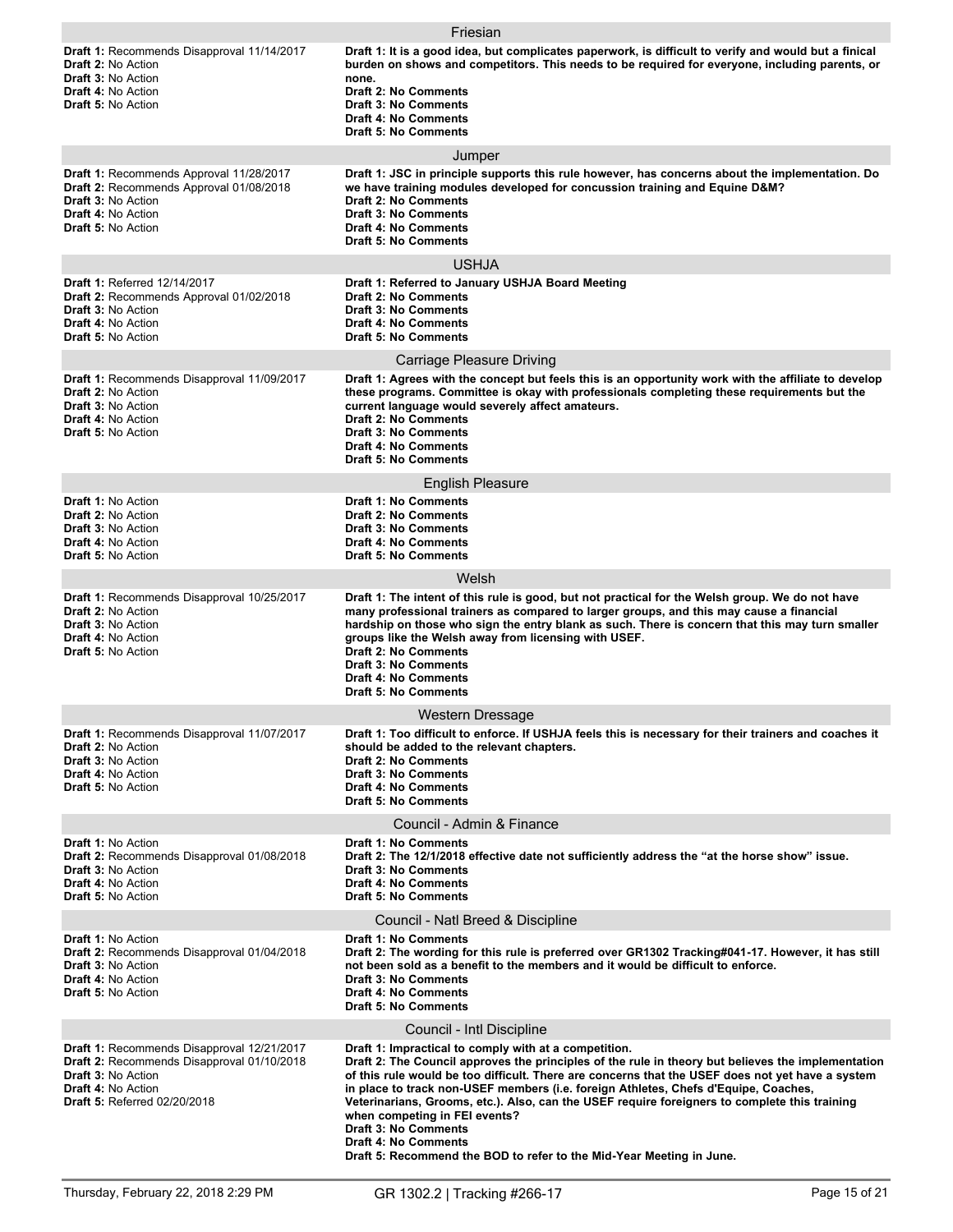## Friesian

| Action | Comments |
|---|---|
| **Draft 1:** Recommends Disapproval 11/14/2017<br>**Draft 2:** No Action<br>**Draft 3:** No Action<br>**Draft 4:** No Action<br>**Draft 5:** No Action | **Draft 1: It is a good idea, but complicates paperwork, is difficult to verify and would but a finical burden on shows and competitors. This needs to be required for everyone, including parents, or none.**<br>**Draft 2: No Comments**<br>**Draft 3: No Comments**<br>**Draft 4: No Comments**<br>**Draft 5: No Comments** |

## Jumper

| Action | Comments |
|---|---|
| **Draft 1:** Recommends Approval 11/28/2017<br>**Draft 2:** Recommends Approval 01/08/2018<br>**Draft 3:** No Action<br>**Draft 4:** No Action<br>**Draft 5:** No Action | **Draft 1: JSC in principle supports this rule however, has concerns about the implementation. Do we have training modules developed for concussion training and Equine D&M?**<br>**Draft 2: No Comments**<br>**Draft 3: No Comments**<br>**Draft 4: No Comments**<br>**Draft 5: No Comments** |

## USHJA

| Action | Comments |
|---|---|
| **Draft 1:** Referred 12/14/2017<br>**Draft 2:** Recommends Approval 01/02/2018<br>**Draft 3:** No Action<br>**Draft 4:** No Action<br>**Draft 5:** No Action | **Draft 1: Referred to January USHJA Board Meeting**<br>**Draft 2: No Comments**<br>**Draft 3: No Comments**<br>**Draft 4: No Comments**<br>**Draft 5: No Comments** |

## Carriage Pleasure Driving

| Action | Comments |
|---|---|
| **Draft 1:** Recommends Disapproval 11/09/2017<br>**Draft 2:** No Action<br>**Draft 3:** No Action<br>**Draft 4:** No Action<br>**Draft 5:** No Action | **Draft 1: Agrees with the concept but feels this is an opportunity work with the affiliate to develop these programs. Committee is okay with professionals completing these requirements but the current language would severely affect amateurs.**<br>**Draft 2: No Comments**<br>**Draft 3: No Comments**<br>**Draft 4: No Comments**<br>**Draft 5: No Comments** |

## English Pleasure

| Action | Comments |
|---|---|
| **Draft 1:** No Action<br>**Draft 2:** No Action<br>**Draft 3:** No Action<br>**Draft 4:** No Action<br>**Draft 5:** No Action | **Draft 1: No Comments**<br>**Draft 2: No Comments**<br>**Draft 3: No Comments**<br>**Draft 4: No Comments**<br>**Draft 5: No Comments** |

## Welsh

| Action | Comments |
|---|---|
| **Draft 1:** Recommends Disapproval 10/25/2017<br>**Draft 2:** No Action<br>**Draft 3:** No Action<br>**Draft 4:** No Action<br>**Draft 5:** No Action | **Draft 1: The intent of this rule is good, but not practical for the Welsh group. We do not have many professional trainers as compared to larger groups, and this may cause a financial hardship on those who sign the entry blank as such. There is concern that this may turn smaller groups like the Welsh away from licensing with USEF.**<br>**Draft 2: No Comments**<br>**Draft 3: No Comments**<br>**Draft 4: No Comments**<br>**Draft 5: No Comments** |

## Western Dressage

| Action | Comments |
|---|---|
| **Draft 1:** Recommends Disapproval 11/07/2017<br>**Draft 2:** No Action<br>**Draft 3:** No Action<br>**Draft 4:** No Action<br>**Draft 5:** No Action | **Draft 1: Too difficult to enforce. If USHJA feels this is necessary for their trainers and coaches it should be added to the relevant chapters.**<br>**Draft 2: No Comments**<br>**Draft 3: No Comments**<br>**Draft 4: No Comments**<br>**Draft 5: No Comments** |

## Council - Admin & Finance

| Action | Comments |
|---|---|
| **Draft 1:** No Action<br>**Draft 2:** Recommends Disapproval 01/08/2018<br>**Draft 3:** No Action<br>**Draft 4:** No Action<br>**Draft 5:** No Action | **Draft 1: No Comments**<br>**Draft 2: The 12/1/2018 effective date not sufficiently address the "at the horse show" issue.**<br>**Draft 3: No Comments**<br>**Draft 4: No Comments**<br>**Draft 5: No Comments** |

## Council - Natl Breed & Discipline

| Action | Comments |
|---|---|
| **Draft 1:** No Action<br>**Draft 2:** Recommends Disapproval 01/04/2018<br>**Draft 3:** No Action<br>**Draft 4:** No Action<br>**Draft 5:** No Action | **Draft 1: No Comments**<br>**Draft 2: The wording for this rule is preferred over GR1302 Tracking#041-17. However, it has still not been sold as a benefit to the members and it would be difficult to enforce.**<br>**Draft 3: No Comments**<br>**Draft 4: No Comments**<br>**Draft 5: No Comments** |

## Council - Intl Discipline

| Action | Comments |
|---|---|
| **Draft 1:** Recommends Disapproval 12/21/2017<br>**Draft 2:** Recommends Disapproval 01/10/2018<br>**Draft 3:** No Action<br>**Draft 4:** No Action<br>**Draft 5:** Referred 02/20/2018 | **Draft 1: Impractical to comply with at a competition.**<br>**Draft 2: The Council approves the principles of the rule in theory but believes the implementation of this rule would be too difficult. There are concerns that the USEF does not yet have a system in place to track non-USEF members (i.e. foreign Athletes, Chefs d'Equipe, Coaches, Veterinarians, Grooms, etc.). Also, can the USEF require foreigners to complete this training when competing in FEI events?**<br>**Draft 3: No Comments**<br>**Draft 4: No Comments**<br>**Draft 5: Recommend the BOD to refer to the Mid-Year Meeting in June.** |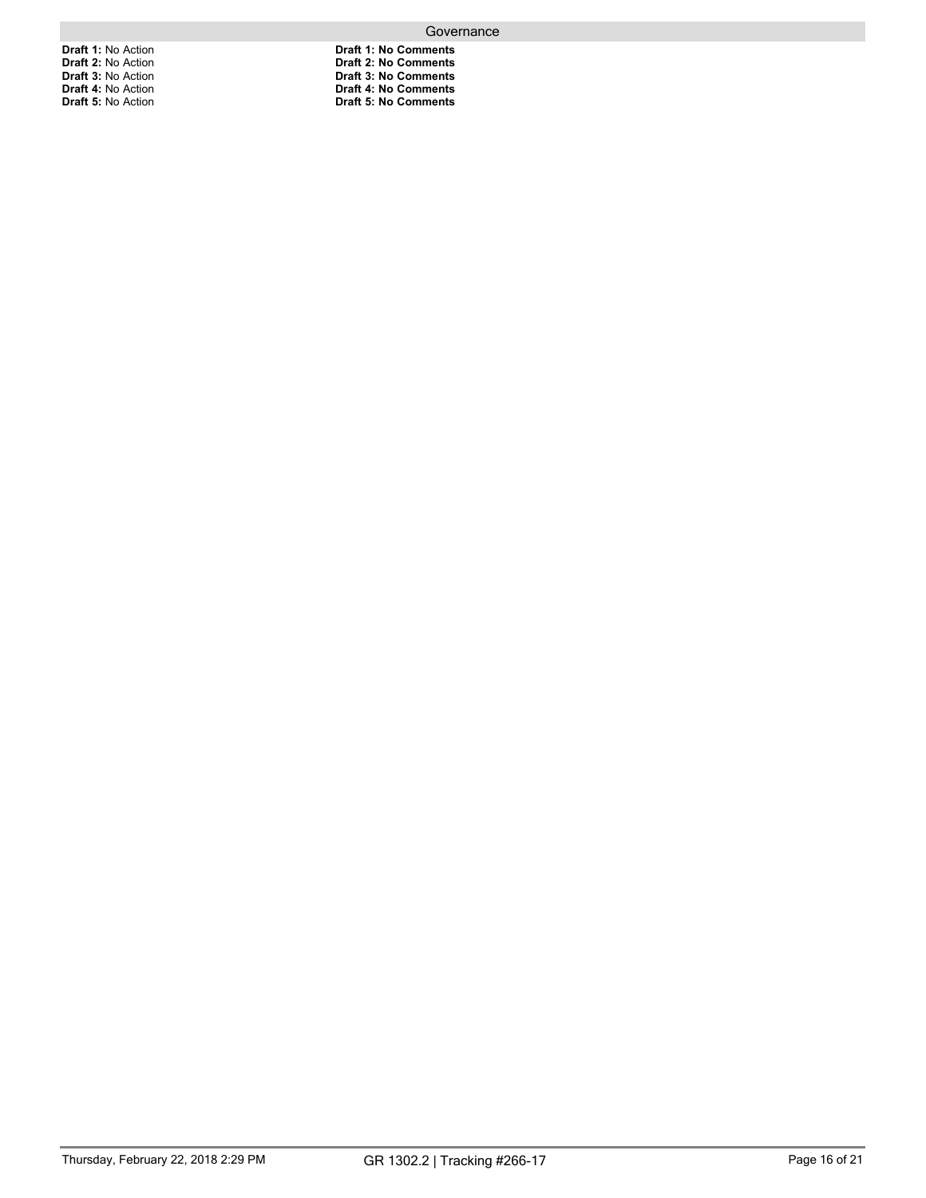| Governance | |
| --- | --- |
| **Draft 1:** No Action | **Draft 1: No Comments** |
| **Draft 2:** No Action | **Draft 2: No Comments** |
| **Draft 3:** No Action | **Draft 3: No Comments** |
| **Draft 4:** No Action | **Draft 4: No Comments** |
| **Draft 5:** No Action | **Draft 5: No Comments** |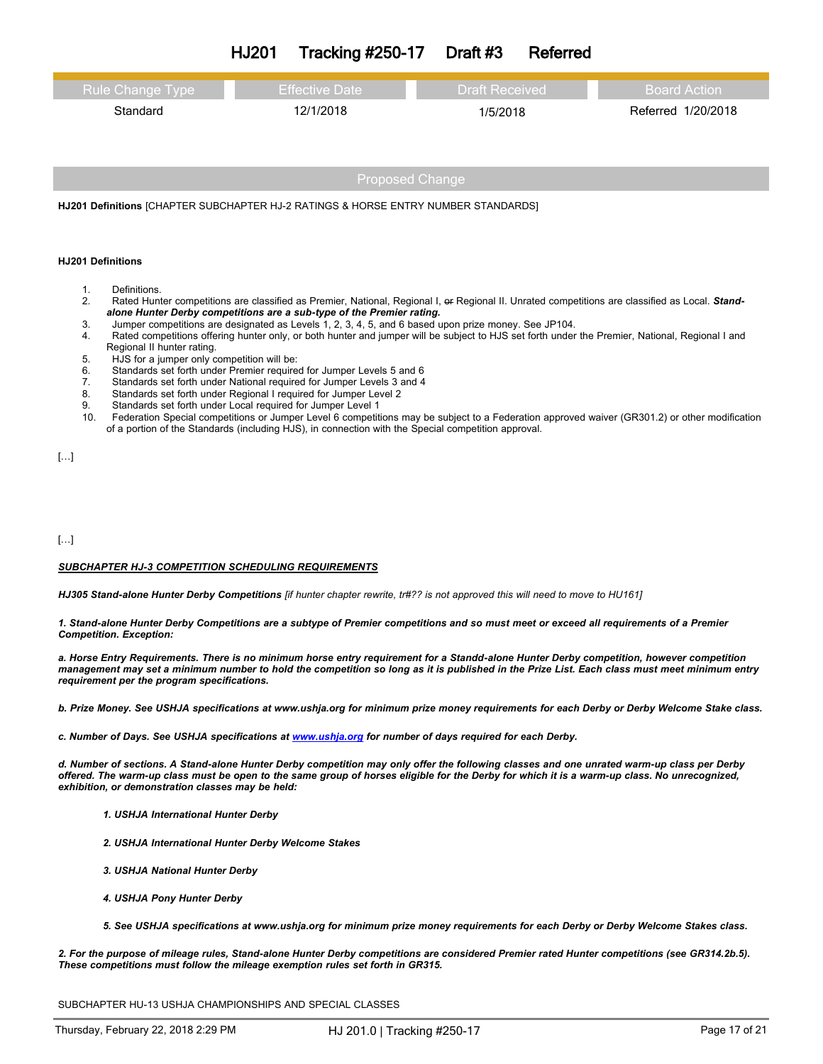# HJ201 Tracking #250-17 Draft #3 Referred

| Rule Change Type | Effective Date | Draft Received | Board Action |
|---|---|---|---|
| Standard | 12/1/2018 | 1/5/2018 | Referred 1/20/2018 |

## Proposed Change

**HJ201 Definitions** [CHAPTER SUBCHAPTER HJ-2 RATINGS & HORSE ENTRY NUMBER STANDARDS]

**HJ201 Definitions**

1. Definitions.
2. Rated Hunter competitions are classified as Premier, National, Regional I, ~~or~~ Regional II. Unrated competitions are classified as Local. ***Stand-alone Hunter Derby competitions are a sub-type of the Premier rating.***
3. Jumper competitions are designated as Levels 1, 2, 3, 4, 5, and 6 based upon prize money. See JP104.
4. Rated competitions offering hunter only, or both hunter and jumper will be subject to HJS set forth under the Premier, National, Regional I and Regional II hunter rating.
5. HJS for a jumper only competition will be:
6. Standards set forth under Premier required for Jumper Levels 5 and 6
7. Standards set forth under National required for Jumper Levels 3 and 4
8. Standards set forth under Regional I required for Jumper Level 2
9. Standards set forth under Local required for Jumper Level 1
10. Federation Special competitions or Jumper Level 6 competitions may be subject to a Federation approved waiver (GR301.2) or other modification of a portion of the Standards (including HJS), in connection with the Special competition approval.

[…]

[…]

***<u>SUBCHAPTER HJ-3 COMPETITION SCHEDULING REQUIREMENTS</u>***

***HJ305 Stand-alone Hunter Derby Competitions*** *[if hunter chapter rewrite, tr#?? is not approved this will need to move to HU161]*

***1. Stand-alone Hunter Derby Competitions are a subtype of Premier competitions and so must meet or exceed all requirements of a Premier Competition. Exception:***

***a. Horse Entry Requirements. There is no minimum horse entry requirement for a Standd-alone Hunter Derby competition, however competition management may set a minimum number to hold the competition so long as it is published in the Prize List. Each class must meet minimum entry requirement per the program specifications.***

***b. Prize Money. See USHJA specifications at www.ushja.org for minimum prize money requirements for each Derby or Derby Welcome Stake class.***

***c. Number of Days. See USHJA specifications at www.ushja.org for number of days required for each Derby.***

***d. Number of sections. A Stand-alone Hunter Derby competition may only offer the following classes and one unrated warm-up class per Derby offered. The warm-up class must be open to the same group of horses eligible for the Derby for which it is a warm-up class. No unrecognized, exhibition, or demonstration classes may be held:***

***1. USHJA International Hunter Derby***

***2. USHJA International Hunter Derby Welcome Stakes***

***3. USHJA National Hunter Derby***

***4. USHJA Pony Hunter Derby***

***5. See USHJA specifications at www.ushja.org for minimum prize money requirements for each Derby or Derby Welcome Stakes class.***

***2. For the purpose of mileage rules, Stand-alone Hunter Derby competitions are considered Premier rated Hunter competitions (see GR314.2b.5). These competitions must follow the mileage exemption rules set forth in GR315.***

SUBCHAPTER HU-13 USHJA CHAMPIONSHIPS AND SPECIAL CLASSES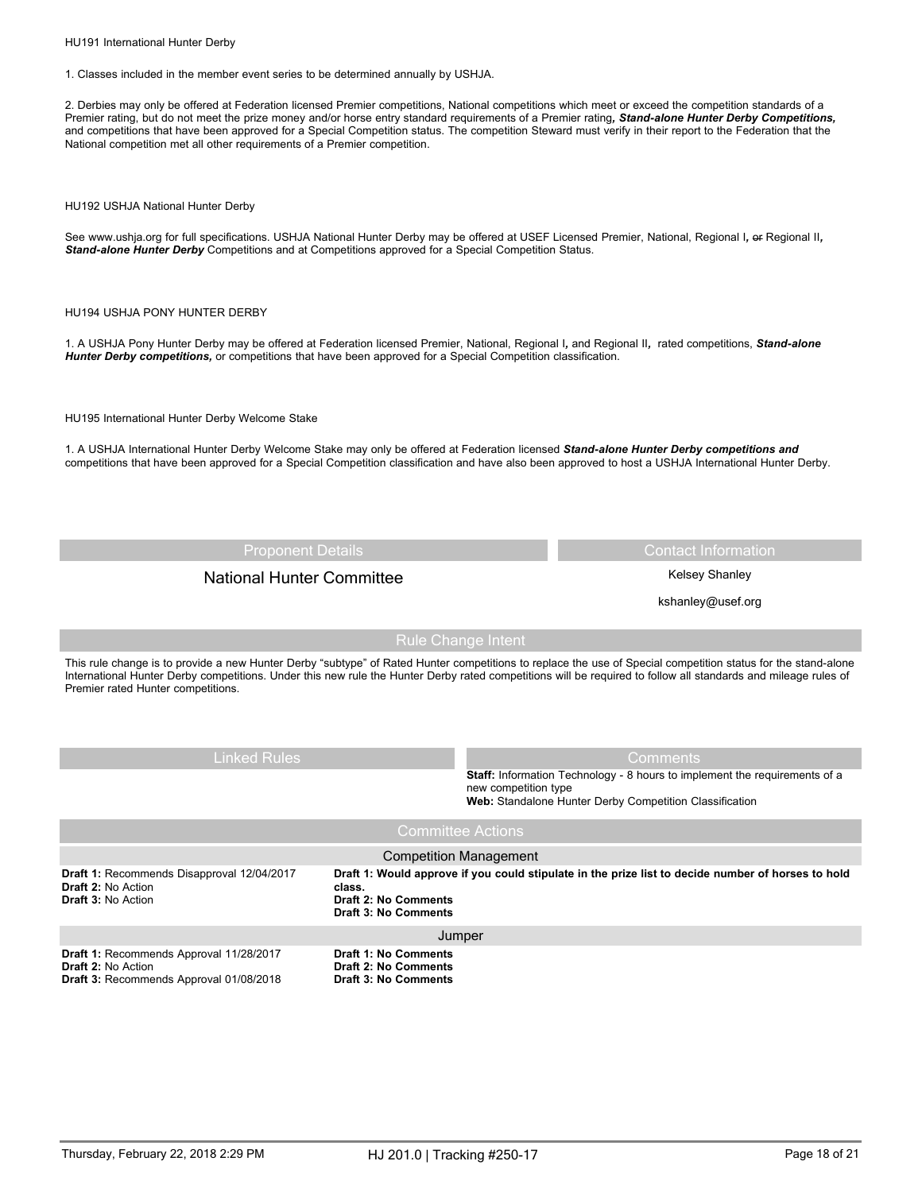HU191 International Hunter Derby

1. Classes included in the member event series to be determined annually by USHJA.

2. Derbies may only be offered at Federation licensed Premier competitions, National competitions which meet or exceed the competition standards of a Premier rating, but do not meet the prize money and/or horse entry standard requirements of a Premier rating***, Stand-alone Hunter Derby Competitions,*** and competitions that have been approved for a Special Competition status. The competition Steward must verify in their report to the Federation that the National competition met all other requirements of a Premier competition.

HU192 USHJA National Hunter Derby

See www.ushja.org for full specifications. USHJA National Hunter Derby may be offered at USEF Licensed Premier, National, Regional I***,*** ~~or~~ Regional II***, Stand-alone Hunter Derby*** Competitions and at Competitions approved for a Special Competition Status.

HU194 USHJA PONY HUNTER DERBY

1. A USHJA Pony Hunter Derby may be offered at Federation licensed Premier, National, Regional I***,*** and Regional II***,*** rated competitions, ***Stand-alone Hunter Derby competitions,*** or competitions that have been approved for a Special Competition classification.

HU195 International Hunter Derby Welcome Stake

1. A USHJA International Hunter Derby Welcome Stake may only be offered at Federation licensed ***Stand-alone Hunter Derby competitions and*** competitions that have been approved for a Special Competition classification and have also been approved to host a USHJA International Hunter Derby.

| Proponent Details | Contact Information |
|---|---|
| National Hunter Committee | Kelsey Shanley<br>kshanley@usef.org |

## Rule Change Intent

This rule change is to provide a new Hunter Derby "subtype" of Rated Hunter competitions to replace the use of Special competition status for the stand-alone International Hunter Derby competitions. Under this new rule the Hunter Derby rated competitions will be required to follow all standards and mileage rules of Premier rated Hunter competitions.

| Linked Rules | Comments |
|---|---|
| | **Staff:** Information Technology - 8 hours to implement the requirements of a new competition type<br>**Web:** Standalone Hunter Derby Competition Classification |

## Committee Actions

| Competition Management | |
|---|---|
| **Draft 1:** Recommends Disapproval 12/04/2017<br>**Draft 2:** No Action<br>**Draft 3:** No Action | **Draft 1: Would approve if you could stipulate in the prize list to decide number of horses to hold class.**<br>**Draft 2: No Comments**<br>**Draft 3: No Comments** |

| Jumper | |
|---|---|
| **Draft 1:** Recommends Approval 11/28/2017<br>**Draft 2:** No Action<br>**Draft 3:** Recommends Approval 01/08/2018 | **Draft 1: No Comments**<br>**Draft 2: No Comments**<br>**Draft 3: No Comments** |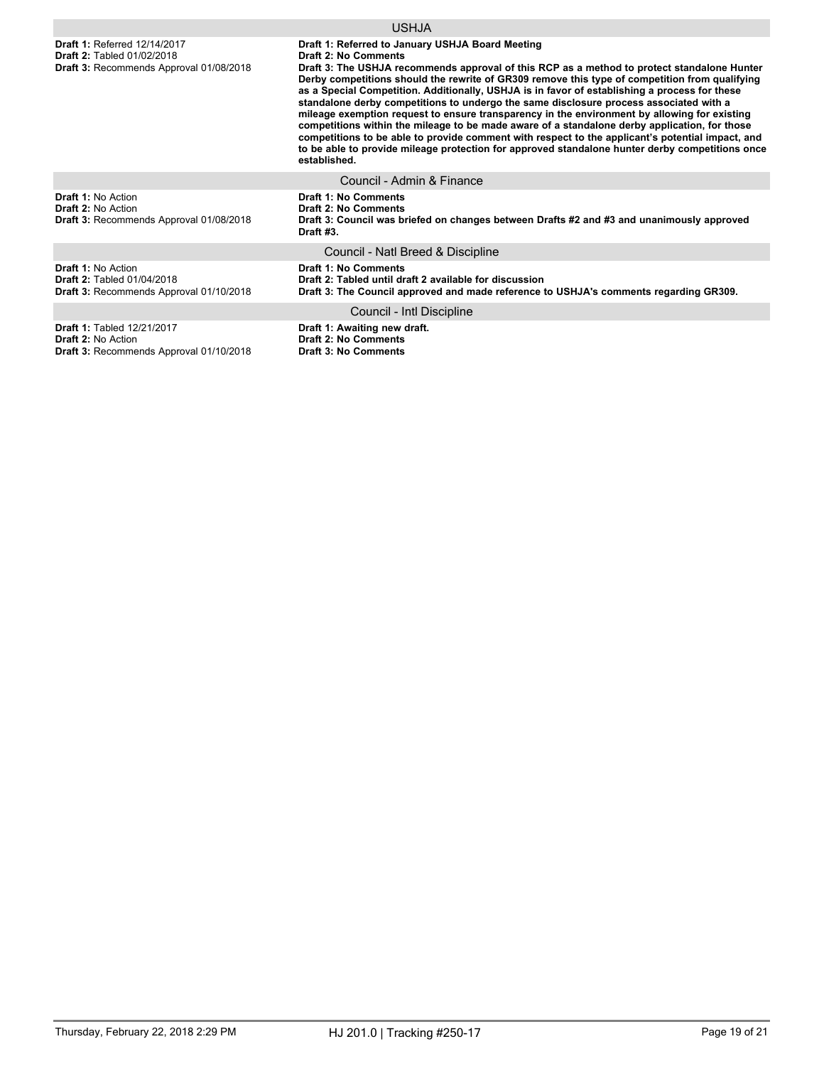| USHJA | |
|---|---|
| **Draft 1:** Referred 12/14/2017<br>**Draft 2:** Tabled 01/02/2018<br>**Draft 3:** Recommends Approval 01/08/2018 | **Draft 1: Referred to January USHJA Board Meeting**<br>**Draft 2: No Comments**<br>**Draft 3: The USHJA recommends approval of this RCP as a method to protect standalone Hunter Derby competitions should the rewrite of GR309 remove this type of competition from qualifying as a Special Competition. Additionally, USHJA is in favor of establishing a process for these standalone derby competitions to undergo the same disclosure process associated with a mileage exemption request to ensure transparency in the environment by allowing for existing competitions within the mileage to be made aware of a standalone derby application, for those competitions to be able to provide comment with respect to the applicant's potential impact, and to be able to provide mileage protection for approved standalone hunter derby competitions once established.** |

| Council - Admin & Finance | |
|---|---|
| **Draft 1:** No Action<br>**Draft 2:** No Action<br>**Draft 3:** Recommends Approval 01/08/2018 | **Draft 1: No Comments**<br>**Draft 2: No Comments**<br>**Draft 3: Council was briefed on changes between Drafts #2 and #3 and unanimously approved Draft #3.** |

| Council - Natl Breed & Discipline | |
|---|---|
| **Draft 1:** No Action<br>**Draft 2:** Tabled 01/04/2018<br>**Draft 3:** Recommends Approval 01/10/2018 | **Draft 1: No Comments**<br>**Draft 2: Tabled until draft 2 available for discussion**<br>**Draft 3: The Council approved and made reference to USHJA's comments regarding GR309.** |

| Council - Intl Discipline | |
|---|---|
| **Draft 1:** Tabled 12/21/2017<br>**Draft 2:** No Action<br>**Draft 3:** Recommends Approval 01/10/2018 | **Draft 1: Awaiting new draft.**<br>**Draft 2: No Comments**<br>**Draft 3: No Comments** |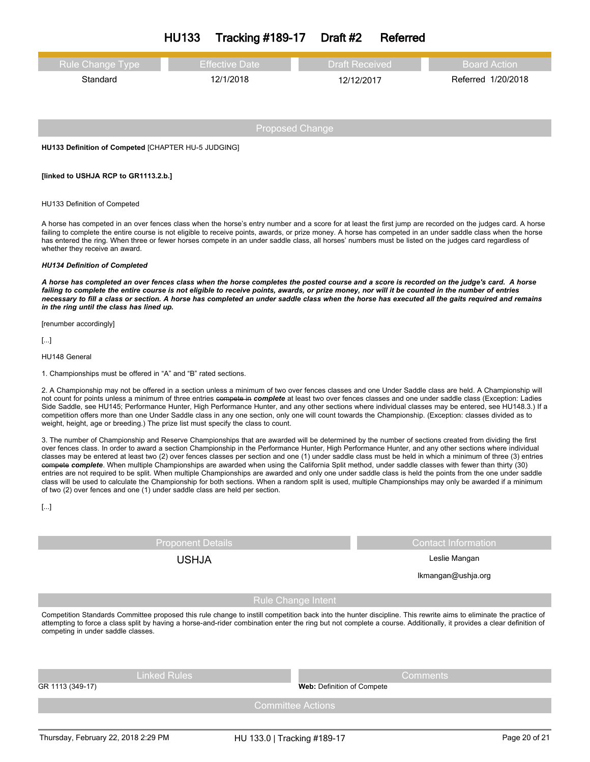# HU133 Tracking #189-17 Draft #2 Referred

| Rule Change Type | Effective Date | Draft Received | Board Action |
| --- | --- | --- | --- |
| Standard | 12/1/2018 | 12/12/2017 | Referred 1/20/2018 |

## Proposed Change

**HU133 Definition of Competed** [CHAPTER HU-5 JUDGING]

**[linked to USHJA RCP to GR1113.2.b.]**

HU133 Definition of Competed

A horse has competed in an over fences class when the horse's entry number and a score for at least the first jump are recorded on the judges card. A horse failing to complete the entire course is not eligible to receive points, awards, or prize money. A horse has competed in an under saddle class when the horse has entered the ring. When three or fewer horses compete in an under saddle class, all horses' numbers must be listed on the judges card regardless of whether they receive an award.

***HU134 Definition of Completed***

***A horse has completed an over fences class when the horse completes the posted course and a score is recorded on the judge's card. A horse failing to complete the entire course is not eligible to receive points, awards, or prize money, nor will it be counted in the number of entries necessary to fill a class or section. A horse has completed an under saddle class when the horse has executed all the gaits required and remains in the ring until the class has lined up.***

[renumber accordingly]

[...]

HU148 General

1. Championships must be offered in "A" and "B" rated sections.

2. A Championship may not be offered in a section unless a minimum of two over fences classes and one Under Saddle class are held. A Championship will not count for points unless a minimum of three entries ~~compete in~~ ***complete*** at least two over fences classes and one under saddle class (Exception: Ladies Side Saddle, see HU145; Performance Hunter, High Performance Hunter, and any other sections where individual classes may be entered, see HU148.3.) If a competition offers more than one Under Saddle class in any one section, only one will count towards the Championship. (Exception: classes divided as to weight, height, age or breeding.) The prize list must specify the class to count.

3. The number of Championship and Reserve Championships that are awarded will be determined by the number of sections created from dividing the first over fences class. In order to award a section Championship in the Performance Hunter, High Performance Hunter, and any other sections where individual classes may be entered at least two (2) over fences classes per section and one (1) under saddle class must be held in which a minimum of three (3) entries ~~compete~~ ***complete***. When multiple Championships are awarded when using the California Split method, under saddle classes with fewer than thirty (30) entries are not required to be split. When multiple Championships are awarded and only one under saddle class is held the points from the one under saddle class will be used to calculate the Championship for both sections. When a random split is used, multiple Championships may only be awarded if a minimum of two (2) over fences and one (1) under saddle class are held per section.

[...]

| Proponent Details | Contact Information |
| --- | --- |
| USHJA | Leslie Mangan<br>lkmangan@ushja.org |

## Rule Change Intent

Competition Standards Committee proposed this rule change to instill competition back into the hunter discipline. This rewrite aims to eliminate the practice of attempting to force a class split by having a horse-and-rider combination enter the ring but not complete a course. Additionally, it provides a clear definition of competing in under saddle classes.

| Linked Rules | Comments |
| --- | --- |
| GR 1113 (349-17) | **Web:** Definition of Compete |

## Committee Actions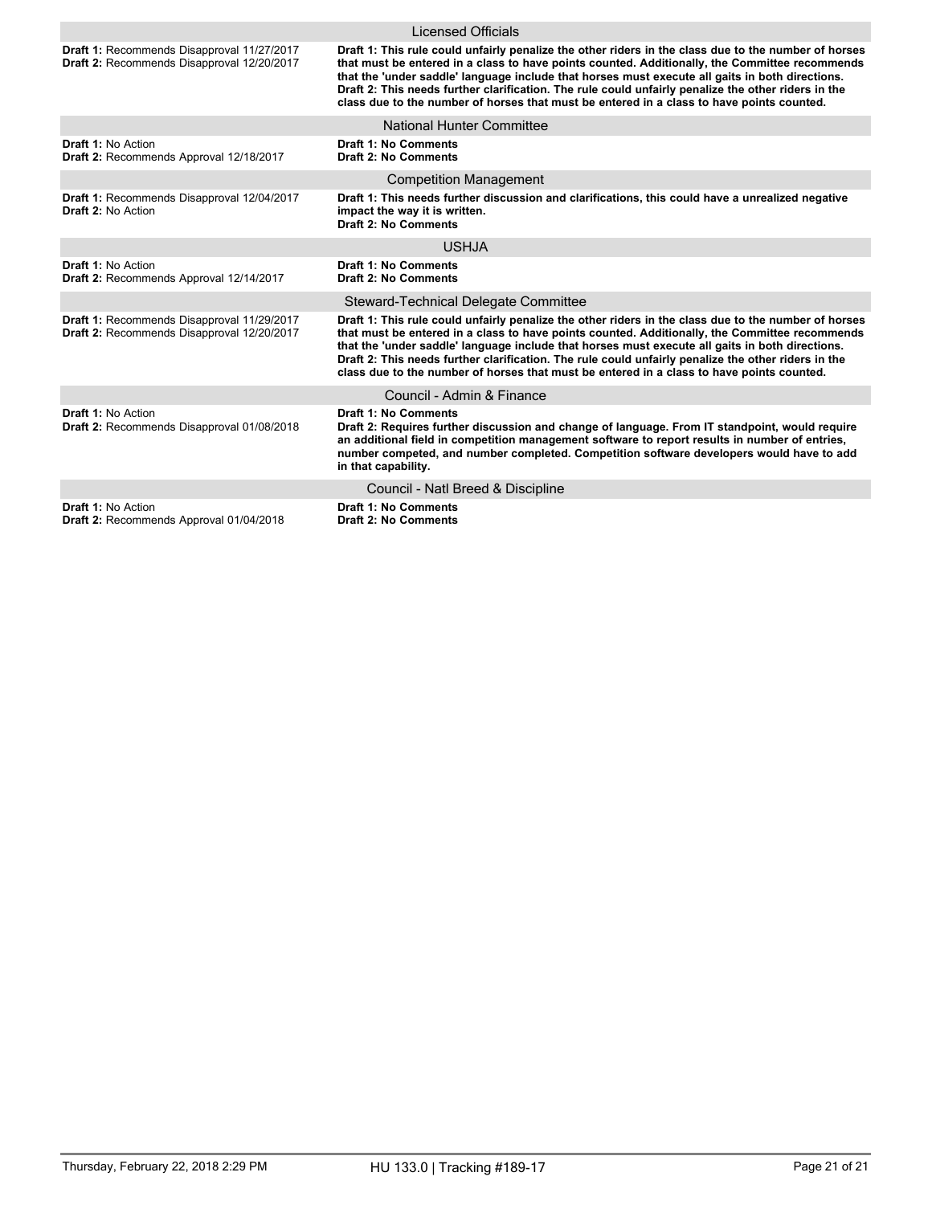| | |
|---|---|
| **Licensed Officials** | |
| **Draft 1:** Recommends Disapproval 11/27/2017<br>**Draft 2:** Recommends Disapproval 12/20/2017 | **Draft 1: This rule could unfairly penalize the other riders in the class due to the number of horses that must be entered in a class to have points counted. Additionally, the Committee recommends that the 'under saddle' language include that horses must execute all gaits in both directions.**<br>**Draft 2: This needs further clarification. The rule could unfairly penalize the other riders in the class due to the number of horses that must be entered in a class to have points counted.** |
| **National Hunter Committee** | |
| **Draft 1:** No Action<br>**Draft 2:** Recommends Approval 12/18/2017 | **Draft 1: No Comments**<br>**Draft 2: No Comments** |
| **Competition Management** | |
| **Draft 1:** Recommends Disapproval 12/04/2017<br>**Draft 2:** No Action | **Draft 1: This needs further discussion and clarifications, this could have a unrealized negative impact the way it is written.**<br>**Draft 2: No Comments** |
| **USHJA** | |
| **Draft 1:** No Action<br>**Draft 2:** Recommends Approval 12/14/2017 | **Draft 1: No Comments**<br>**Draft 2: No Comments** |
| **Steward-Technical Delegate Committee** | |
| **Draft 1:** Recommends Disapproval 11/29/2017<br>**Draft 2:** Recommends Disapproval 12/20/2017 | **Draft 1: This rule could unfairly penalize the other riders in the class due to the number of horses that must be entered in a class to have points counted. Additionally, the Committee recommends that the 'under saddle' language include that horses must execute all gaits in both directions.**<br>**Draft 2: This needs further clarification. The rule could unfairly penalize the other riders in the class due to the number of horses that must be entered in a class to have points counted.** |
| **Council - Admin & Finance** | |
| **Draft 1:** No Action<br>**Draft 2:** Recommends Disapproval 01/08/2018 | **Draft 1: No Comments**<br>**Draft 2: Requires further discussion and change of language. From IT standpoint, would require an additional field in competition management software to report results in number of entries, number competed, and number completed. Competition software developers would have to add in that capability.** |
| **Council - Natl Breed & Discipline** | |
| **Draft 1:** No Action<br>**Draft 2:** Recommends Approval 01/04/2018 | **Draft 1: No Comments**<br>**Draft 2: No Comments** |